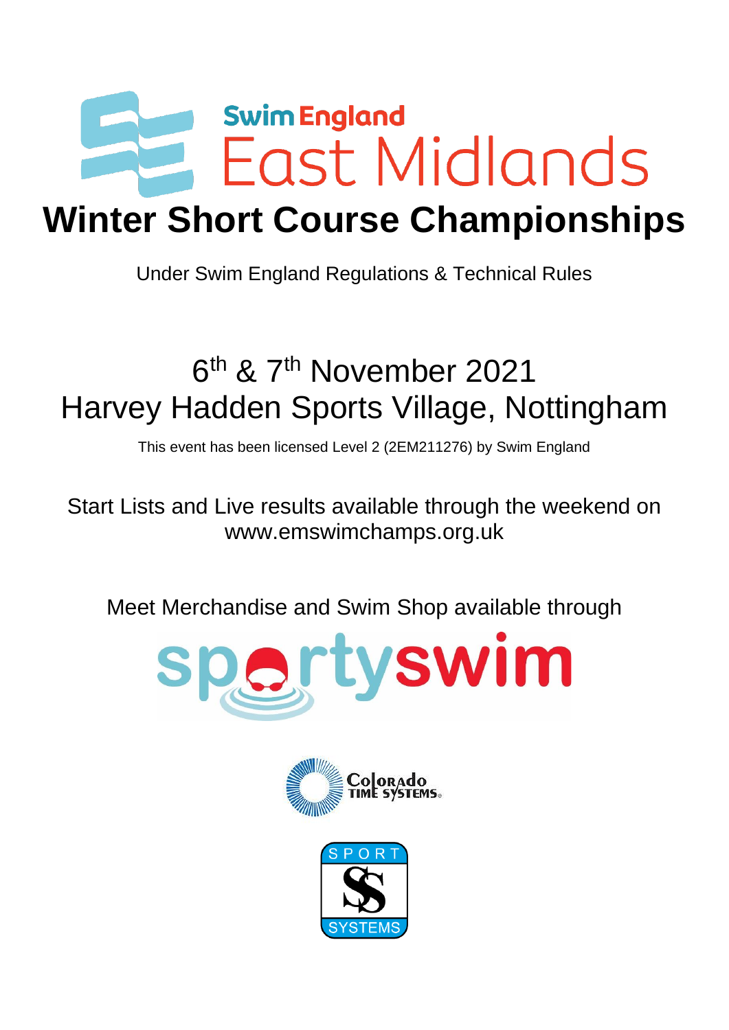Swim England

East Midlands

# Winter Short Course Championships

Under Swim England Regulations & Technical Rules

## 6th & 7th November 2021
## Harvey Hadden Sports Village, Nottingham

This event has been licensed Level 2 (2EM211276) by Swim England

Start Lists and Live results available through the weekend on www.emswimchamps.org.uk

Meet Merchandise and Swim Shop available through

sportyswim

Colorado TIME SYSTEMS

SPORT SYSTEMS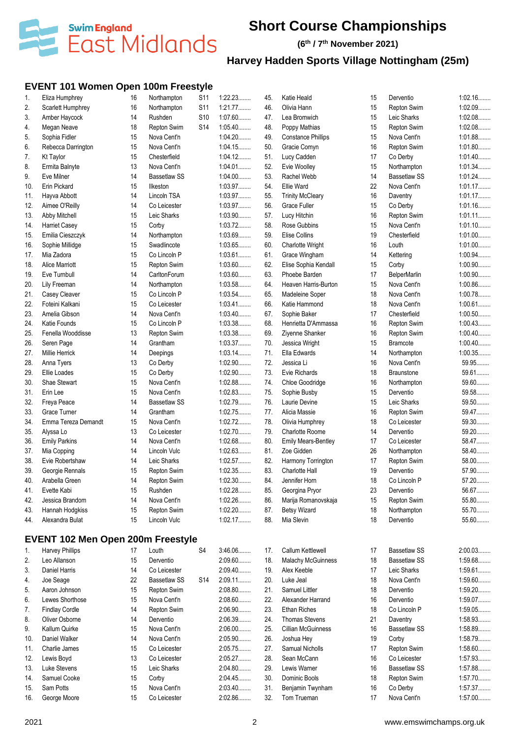# Short Course Championships

**(6th / 7th November 2021)**

## Harvey Hadden Sports Village Nottingham (25m)

### EVENT 101 Women Open 100m Freestyle

| # | Name | Age | Club | Class | Time |
|---|---|---|---|---|---|
| 1. | Eliza Humphrey | 16 | Northampton | S11 | 1:22.23........ |
| 2. | Scarlett Humphrey | 16 | Northampton | S11 | 1:21.77........ |
| 3. | Amber Haycock | 14 | Rushden | S10 | 1:07.60........ |
| 4. | Megan Neave | 18 | Repton Swim | S14 | 1:05.40........ |
| 5. | Sophia Fidler | 15 | Nova Cent'n | | 1:04.20........ |
| 6. | Rebecca Darrington | 15 | Nova Cent'n | | 1:04.15........ |
| 7. | Kt Taylor | 15 | Chesterfield | | 1:04.12........ |
| 8. | Ermita Balnyte | 13 | Nova Cent'n | | 1:04.01........ |
| 9. | Eve Milner | 14 | Bassetlaw SS | | 1:04.00........ |
| 10. | Erin Pickard | 15 | Ilkeston | | 1:03.97........ |
| 11. | Hayva Abbott | 14 | Lincoln TSA | | 1:03.97........ |
| 12. | Aimee O'Reilly | 14 | Co Leicester | | 1:03.97........ |
| 13. | Abby Mitchell | 15 | Leic Sharks | | 1:03.90........ |
| 14. | Harriet Casey | 15 | Corby | | 1:03.72........ |
| 15. | Emilia Cieszczyk | 14 | Northampton | | 1:03.69........ |
| 16. | Sophie Millidge | 15 | Swadlincote | | 1:03.65........ |
| 17. | Mia Zadora | 15 | Co Lincoln P | | 1:03.61........ |
| 18. | Alice Marriott | 15 | Repton Swim | | 1:03.60........ |
| 19. | Eve Turnbull | 14 | CarltonForum | | 1:03.60........ |
| 20. | Lily Freeman | 14 | Northampton | | 1:03.58........ |
| 21. | Casey Cleaver | 15 | Co Lincoln P | | 1:03.54........ |
| 22. | Foteini Kalkani | 15 | Co Leicester | | 1:03.41........ |
| 23. | Amelia Gibson | 14 | Nova Cent'n | | 1:03.40........ |
| 24. | Katie Founds | 15 | Co Lincoln P | | 1:03.38........ |
| 25. | Fenella Wooddisse | 13 | Repton Swim | | 1:03.38........ |
| 26. | Seren Page | 14 | Grantham | | 1:03.37........ |
| 27. | Millie Herrick | 14 | Deepings | | 1:03.14........ |
| 28. | Anna Tyers | 13 | Co Derby | | 1:02.90........ |
| 29. | Ellie Loades | 15 | Co Derby | | 1:02.90........ |
| 30. | Shae Stewart | 15 | Nova Cent'n | | 1:02.88........ |
| 31. | Erin Lee | 15 | Nova Cent'n | | 1:02.83........ |
| 32. | Freya Peace | 14 | Bassetlaw SS | | 1:02.79........ |
| 33. | Grace Turner | 14 | Grantham | | 1:02.75........ |
| 34. | Emma Tereza Demandt | 15 | Nova Cent'n | | 1:02.72........ |
| 35. | Alyssa Lo | 13 | Co Leicester | | 1:02.70........ |
| 36. | Emily Parkins | 14 | Nova Cent'n | | 1:02.68........ |
| 37. | Mia Copping | 14 | Lincoln Vulc | | 1:02.63........ |
| 38. | Evie Robertshaw | 14 | Leic Sharks | | 1:02.57........ |
| 39. | Georgie Rennals | 15 | Repton Swim | | 1:02.35........ |
| 40. | Arabella Green | 14 | Repton Swim | | 1:02.30........ |
| 41. | Evette Kabi | 15 | Rushden | | 1:02.28........ |
| 42. | Jessica Brandom | 14 | Nova Cent'n | | 1:02.26........ |
| 43. | Hannah Hodgkiss | 15 | Repton Swim | | 1:02.20........ |
| 44. | Alexandra Bulat | 15 | Lincoln Vulc | | 1:02.17........ |
| 45. | Katie Heald | 15 | Derventio | | 1:02.16........ |
| 46. | Olivia Hann | 15 | Repton Swim | | 1:02.09........ |
| 47. | Lea Bromwich | 15 | Leic Sharks | | 1:02.08........ |
| 48. | Poppy Mathias | 15 | Repton Swim | | 1:02.08........ |
| 49. | Constance Phillips | 15 | Nova Cent'n | | 1:01.88........ |
| 50. | Gracie Comyn | 16 | Repton Swim | | 1:01.80........ |
| 51. | Lucy Cadden | 17 | Co Derby | | 1:01.40........ |
| 52. | Evie Woolley | 15 | Northampton | | 1:01.34........ |
| 53. | Rachel Webb | 14 | Bassetlaw SS | | 1:01.24........ |
| 54. | Ellie Ward | 22 | Nova Cent'n | | 1:01.17........ |
| 55. | Trinity McCleary | 16 | Daventry | | 1:01.17........ |
| 56. | Grace Fuller | 15 | Co Derby | | 1:01.16........ |
| 57. | Lucy Hitchin | 16 | Repton Swim | | 1:01.11........ |
| 58. | Rose Gubbins | 15 | Nova Cent'n | | 1:01.10........ |
| 59. | Elise Collins | 19 | Chesterfield | | 1:01.00........ |
| 60. | Charlotte Wright | 16 | Louth | | 1:01.00........ |
| 61. | Grace Wingham | 14 | Kettering | | 1:00.94........ |
| 62. | Elise Sophia Kendall | 15 | Corby | | 1:00.90........ |
| 63. | Phoebe Barden | 17 | BelperMarlin | | 1:00.90........ |
| 64. | Heaven Harris-Burton | 15 | Nova Cent'n | | 1:00.86........ |
| 65. | Madeleine Soper | 18 | Nova Cent'n | | 1:00.78........ |
| 66. | Katie Hammond | 18 | Nova Cent'n | | 1:00.61........ |
| 67. | Sophie Baker | 17 | Chesterfield | | 1:00.50........ |
| 68. | Henrietta D'Ammassa | 16 | Repton Swim | | 1:00.43........ |
| 69. | Ziyenne Shanker | 16 | Repton Swim | | 1:00.40........ |
| 70. | Jessica Wright | 15 | Bramcote | | 1:00.40........ |
| 71. | Ella Edwards | 14 | Northampton | | 1:00.35........ |
| 72. | Jessica Li | 16 | Nova Cent'n | | 59.95........ |
| 73. | Evie Richards | 18 | Braunstone | | 59.61........ |
| 74. | Chloe Goodridge | 16 | Northampton | | 59.60........ |
| 75. | Sophie Busby | 15 | Derventio | | 59.58........ |
| 76. | Laurie Devine | 15 | Leic Sharks | | 59.50........ |
| 77. | Alicia Massie | 16 | Repton Swim | | 59.47........ |
| 78. | Olivia Humphrey | 18 | Co Leicester | | 59.30........ |
| 79. | Charlotte Roome | 14 | Derventio | | 59.20........ |
| 80. | Emily Mears-Bentley | 17 | Co Leicester | | 58.47........ |
| 81. | Zoe Gidden | 26 | Northampton | | 58.40........ |
| 82. | Harmony Torrington | 17 | Repton Swim | | 58.00........ |
| 83. | Charlotte Hall | 19 | Derventio | | 57.90........ |
| 84. | Jennifer Horn | 18 | Co Lincoln P | | 57.20........ |
| 85. | Georgina Pryor | 23 | Derventio | | 56.67........ |
| 86. | Marija Romanovskaja | 15 | Repton Swim | | 55.80........ |
| 87. | Betsy Wizard | 18 | Northampton | | 55.70........ |
| 88. | Mia Slevin | 18 | Derventio | | 55.60........ |

### EVENT 102 Men Open 200m Freestyle

| # | Name | Age | Club | Class | Time |
|---|---|---|---|---|---|
| 1. | Harvey Phillips | 17 | Louth | S4 | 3:46.06........ |
| 2. | Leo Allanson | 15 | Derventio | | 2:09.60........ |
| 3. | Daniel Harris | 14 | Co Leicester | | 2:09.40........ |
| 4. | Joe Seage | 22 | Bassetlaw SS | S14 | 2:09.11........ |
| 5. | Aaron Johnson | 15 | Repton Swim | | 2:08.80........ |
| 6. | Lewes Shorthose | 15 | Nova Cent'n | | 2:08.60........ |
| 7. | Findlay Cordle | 14 | Repton Swim | | 2:06.90........ |
| 8. | Oliver Osborne | 14 | Derventio | | 2:06.39........ |
| 9. | Kallum Quirke | 15 | Nova Cent'n | | 2:06.00........ |
| 10. | Daniel Walker | 14 | Nova Cent'n | | 2:05.90........ |
| 11. | Charlie James | 15 | Co Leicester | | 2:05.75........ |
| 12. | Lewis Boyd | 13 | Co Leicester | | 2:05.27........ |
| 13. | Luke Stevens | 15 | Leic Sharks | | 2:04.80........ |
| 14. | Samuel Cooke | 15 | Corby | | 2:04.45........ |
| 15. | Sam Potts | 15 | Nova Cent'n | | 2:03.40........ |
| 16. | George Moore | 15 | Co Leicester | | 2:02.86........ |
| 17. | Callum Kettlewell | 17 | Bassetlaw SS | | 2:00.03........ |
| 18. | Malachy McGuinness | 18 | Bassetlaw SS | | 1:59.68........ |
| 19. | Alex Keeble | 17 | Leic Sharks | | 1:59.61........ |
| 20. | Luke Jeal | 18 | Nova Cent'n | | 1:59.60........ |
| 21. | Samuel Littler | 18 | Derventio | | 1:59.20........ |
| 22. | Alexander Harrand | 16 | Derventio | | 1:59.07........ |
| 23. | Ethan Riches | 18 | Co Lincoln P | | 1:59.05........ |
| 24. | Thomas Stevens | 21 | Daventry | | 1:58.93........ |
| 25. | Cillian McGuinness | 16 | Bassetlaw SS | | 1:58.89........ |
| 26. | Joshua Hey | 19 | Corby | | 1:58.79........ |
| 27. | Samual Nicholls | 17 | Repton Swim | | 1:58.60........ |
| 28. | Sean McCann | 16 | Co Leicester | | 1:57.93........ |
| 29. | Lewis Warner | 16 | Bassetlaw SS | | 1:57.88........ |
| 30. | Dominic Bools | 18 | Repton Swim | | 1:57.70........ |
| 31. | Benjamin Twynham | 16 | Co Derby | | 1:57.37........ |
| 32. | Tom Trueman | 17 | Nova Cent'n | | 1:57.00........ |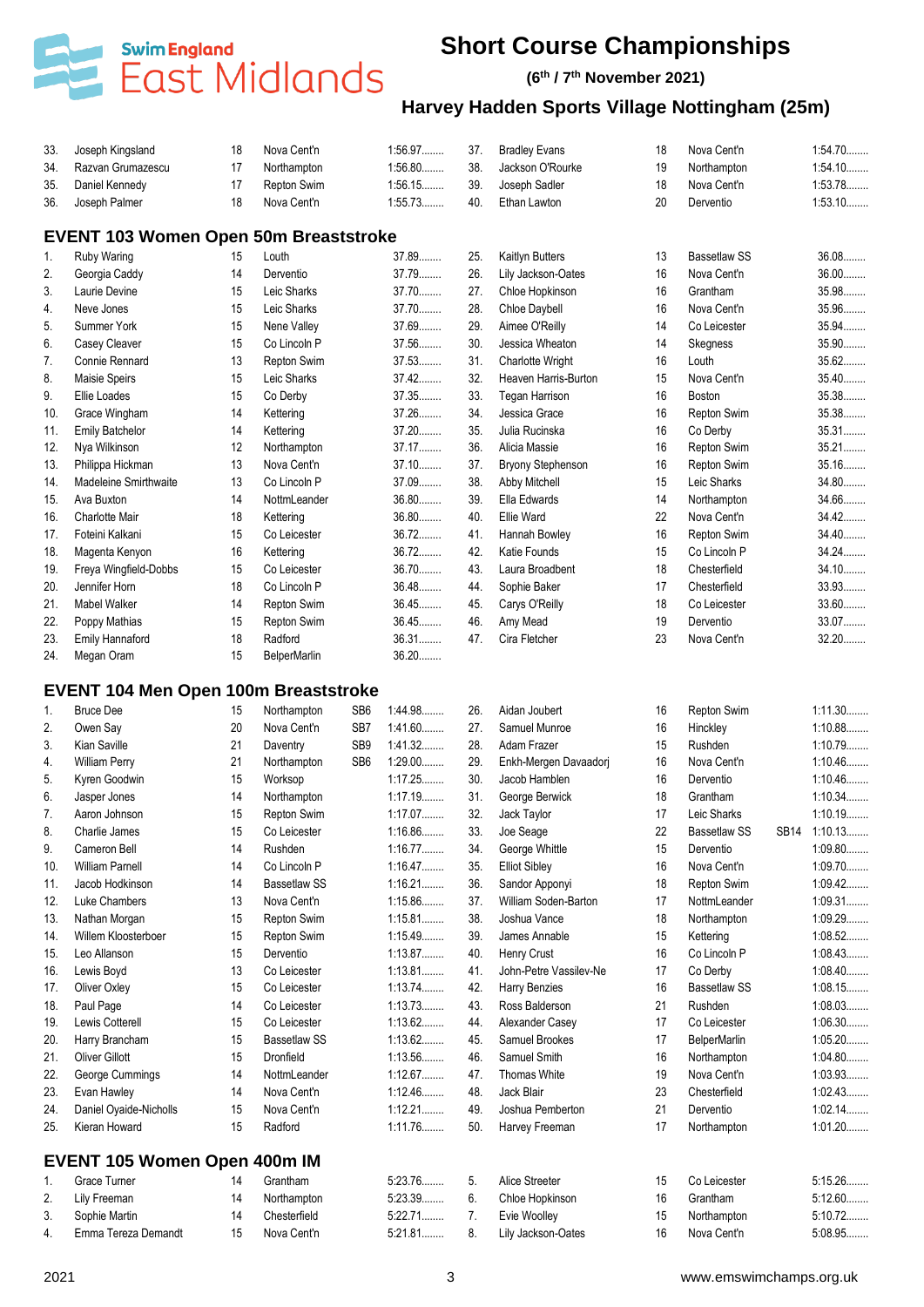# Short Course Championships

**(6th / 7th November 2021)**

## Harvey Hadden Sports Village Nottingham (25m)

| | | | | | |
|---|---|---|---|---|---|
| 33. | Joseph Kingsland | 18 | Nova Cent'n | | 1:56.97........ |
| 34. | Razvan Grumazescu | 17 | Northampton | | 1:56.80........ |
| 35. | Daniel Kennedy | 17 | Repton Swim | | 1:56.15........ |
| 36. | Joseph Palmer | 18 | Nova Cent'n | | 1:55.73........ |
| 37. | Bradley Evans | 18 | Nova Cent'n | | 1:54.70........ |
| 38. | Jackson O'Rourke | 19 | Northampton | | 1:54.10........ |
| 39. | Joseph Sadler | 18 | Nova Cent'n | | 1:53.78........ |
| 40. | Ethan Lawton | 20 | Derventio | | 1:53.10........ |

## EVENT 103 Women Open 50m Breaststroke

| | | | | |
|---|---|---|---|---|
| 1. | Ruby Waring | 15 | Louth | 37.89........ |
| 2. | Georgia Caddy | 14 | Derventio | 37.79........ |
| 3. | Laurie Devine | 15 | Leic Sharks | 37.70........ |
| 4. | Neve Jones | 15 | Leic Sharks | 37.70........ |
| 5. | Summer York | 15 | Nene Valley | 37.69........ |
| 6. | Casey Cleaver | 15 | Co Lincoln P | 37.56........ |
| 7. | Connie Rennard | 13 | Repton Swim | 37.53........ |
| 8. | Maisie Speirs | 15 | Leic Sharks | 37.42........ |
| 9. | Ellie Loades | 15 | Co Derby | 37.35........ |
| 10. | Grace Wingham | 14 | Kettering | 37.26........ |
| 11. | Emily Batchelor | 14 | Kettering | 37.20........ |
| 12. | Nya Wilkinson | 12 | Northampton | 37.17........ |
| 13. | Philippa Hickman | 13 | Nova Cent'n | 37.10........ |
| 14. | Madeleine Smirthwaite | 13 | Co Lincoln P | 37.09........ |
| 15. | Ava Buxton | 14 | NottmLeander | 36.80........ |
| 16. | Charlotte Mair | 18 | Kettering | 36.80........ |
| 17. | Foteini Kalkani | 15 | Co Leicester | 36.72........ |
| 18. | Magenta Kenyon | 16 | Kettering | 36.72........ |
| 19. | Freya Wingfield-Dobbs | 15 | Co Leicester | 36.70........ |
| 20. | Jennifer Horn | 18 | Co Lincoln P | 36.48........ |
| 21. | Mabel Walker | 14 | Repton Swim | 36.45........ |
| 22. | Poppy Mathias | 15 | Repton Swim | 36.45........ |
| 23. | Emily Hannaford | 18 | Radford | 36.31........ |
| 24. | Megan Oram | 15 | BelperMarlin | 36.20........ |
| 25. | Kaitlyn Butters | 13 | Bassetlaw SS | 36.08........ |
| 26. | Lily Jackson-Oates | 16 | Nova Cent'n | 36.00........ |
| 27. | Chloe Hopkinson | 16 | Grantham | 35.98........ |
| 28. | Chloe Daybell | 16 | Nova Cent'n | 35.96........ |
| 29. | Aimee O'Reilly | 14 | Co Leicester | 35.94........ |
| 30. | Jessica Wheaton | 14 | Skegness | 35.90........ |
| 31. | Charlotte Wright | 16 | Louth | 35.62........ |
| 32. | Heaven Harris-Burton | 15 | Nova Cent'n | 35.40........ |
| 33. | Tegan Harrison | 16 | Boston | 35.38........ |
| 34. | Jessica Grace | 16 | Repton Swim | 35.38........ |
| 35. | Julia Rucinska | 16 | Co Derby | 35.31........ |
| 36. | Alicia Massie | 16 | Repton Swim | 35.21........ |
| 37. | Bryony Stephenson | 16 | Repton Swim | 35.16........ |
| 38. | Abby Mitchell | 15 | Leic Sharks | 34.80........ |
| 39. | Ella Edwards | 14 | Northampton | 34.66........ |
| 40. | Ellie Ward | 22 | Nova Cent'n | 34.42........ |
| 41. | Hannah Bowley | 16 | Repton Swim | 34.40........ |
| 42. | Katie Founds | 15 | Co Lincoln P | 34.24........ |
| 43. | Laura Broadbent | 18 | Chesterfield | 34.10........ |
| 44. | Sophie Baker | 17 | Chesterfield | 33.93........ |
| 45. | Carys O'Reilly | 18 | Co Leicester | 33.60........ |
| 46. | Amy Mead | 19 | Derventio | 33.07........ |
| 47. | Cira Fletcher | 23 | Nova Cent'n | 32.20........ |

## EVENT 104 Men Open 100m Breaststroke

| | | | | | |
|---|---|---|---|---|---|
| 1. | Bruce Dee | 15 | Northampton | SB6 | 1:44.98........ |
| 2. | Owen Say | 20 | Nova Cent'n | SB7 | 1:41.60........ |
| 3. | Kian Saville | 21 | Daventry | SB9 | 1:41.32........ |
| 4. | William Perry | 21 | Northampton | SB6 | 1:29.00........ |
| 5. | Kyren Goodwin | 15 | Worksop | | 1:17.25........ |
| 6. | Jasper Jones | 14 | Northampton | | 1:17.19........ |
| 7. | Aaron Johnson | 15 | Repton Swim | | 1:17.07........ |
| 8. | Charlie James | 15 | Co Leicester | | 1:16.86........ |
| 9. | Cameron Bell | 14 | Rushden | | 1:16.77........ |
| 10. | William Parnell | 14 | Co Lincoln P | | 1:16.47........ |
| 11. | Jacob Hodkinson | 14 | Bassetlaw SS | | 1:16.21........ |
| 12. | Luke Chambers | 13 | Nova Cent'n | | 1:15.86........ |
| 13. | Nathan Morgan | 15 | Repton Swim | | 1:15.81........ |
| 14. | Willem Kloosterboer | 15 | Repton Swim | | 1:15.49........ |
| 15. | Leo Allanson | 15 | Derventio | | 1:13.87........ |
| 16. | Lewis Boyd | 13 | Co Leicester | | 1:13.81........ |
| 17. | Oliver Oxley | 15 | Co Leicester | | 1:13.74........ |
| 18. | Paul Page | 14 | Co Leicester | | 1:13.73........ |
| 19. | Lewis Cotterell | 15 | Co Leicester | | 1:13.62........ |
| 20. | Harry Brancham | 15 | Bassetlaw SS | | 1:13.62........ |
| 21. | Oliver Gillott | 15 | Dronfield | | 1:13.56........ |
| 22. | George Cummings | 14 | NottmLeander | | 1:12.67........ |
| 23. | Evan Hawley | 14 | Nova Cent'n | | 1:12.46........ |
| 24. | Daniel Oyaide-Nicholls | 15 | Nova Cent'n | | 1:12.21........ |
| 25. | Kieran Howard | 15 | Radford | | 1:11.76........ |
| 26. | Aidan Joubert | 16 | Repton Swim | | 1:11.30........ |
| 27. | Samuel Munroe | 16 | Hinckley | | 1:10.88........ |
| 28. | Adam Frazer | 15 | Rushden | | 1:10.79........ |
| 29. | Enkh-Mergen Davaadorj | 16 | Nova Cent'n | | 1:10.46........ |
| 30. | Jacob Hamblen | 16 | Derventio | | 1:10.46........ |
| 31. | George Berwick | 18 | Grantham | | 1:10.34........ |
| 32. | Jack Taylor | 17 | Leic Sharks | | 1:10.19........ |
| 33. | Joe Seage | 22 | Bassetlaw SS | SB14 | 1:10.13........ |
| 34. | George Whittle | 15 | Derventio | | 1:09.80........ |
| 35. | Elliot Sibley | 16 | Nova Cent'n | | 1:09.70........ |
| 36. | Sandor Apponyi | 18 | Repton Swim | | 1:09.42........ |
| 37. | William Soden-Barton | 17 | NottmLeander | | 1:09.31........ |
| 38. | Joshua Vance | 18 | Northampton | | 1:09.29........ |
| 39. | James Annable | 15 | Kettering | | 1:08.52........ |
| 40. | Henry Crust | 16 | Co Lincoln P | | 1:08.43........ |
| 41. | John-Petre Vassilev-Ne | 17 | Co Derby | | 1:08.40........ |
| 42. | Harry Benzies | 16 | Bassetlaw SS | | 1:08.15........ |
| 43. | Ross Balderson | 21 | Rushden | | 1:08.03........ |
| 44. | Alexander Casey | 17 | Co Leicester | | 1:06.30........ |
| 45. | Samuel Brookes | 17 | BelperMarlin | | 1:05.20........ |
| 46. | Samuel Smith | 16 | Northampton | | 1:04.80........ |
| 47. | Thomas White | 19 | Nova Cent'n | | 1:03.93........ |
| 48. | Jack Blair | 23 | Chesterfield | | 1:02.43........ |
| 49. | Joshua Pemberton | 21 | Derventio | | 1:02.14........ |
| 50. | Harvey Freeman | 17 | Northampton | | 1:01.20........ |

## EVENT 105 Women Open 400m IM

| | | | | |
|---|---|---|---|---|
| 1. | Grace Turner | 14 | Grantham | 5:23.76........ |
| 2. | Lily Freeman | 14 | Northampton | 5:23.39........ |
| 3. | Sophie Martin | 14 | Chesterfield | 5:22.71........ |
| 4. | Emma Tereza Demandt | 15 | Nova Cent'n | 5:21.81........ |
| 5. | Alice Streeter | 15 | Co Leicester | 5:15.26........ |
| 6. | Chloe Hopkinson | 16 | Grantham | 5:12.60........ |
| 7. | Evie Woolley | 15 | Northampton | 5:10.72........ |
| 8. | Lily Jackson-Oates | 16 | Nova Cent'n | 5:08.95........ |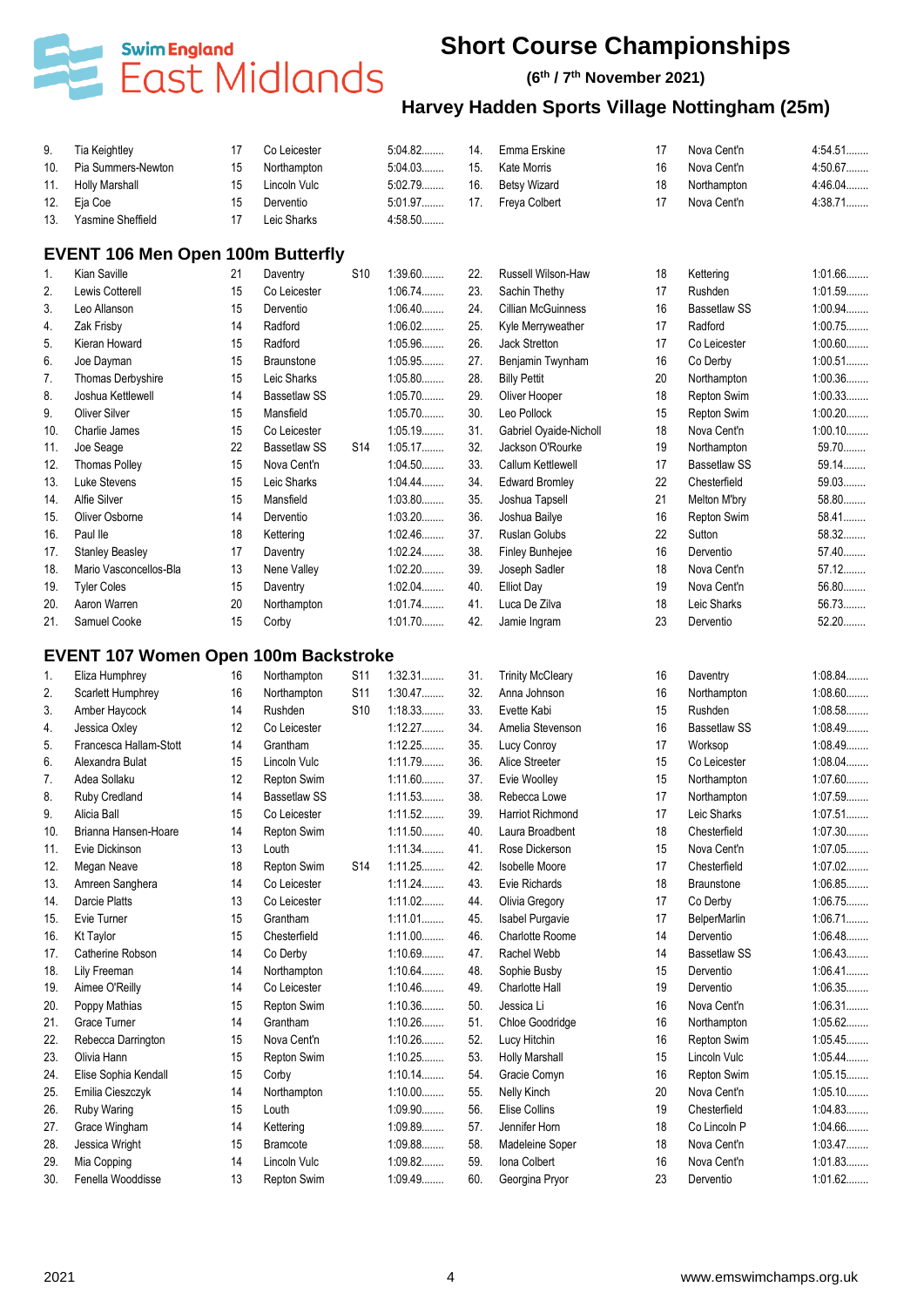# Short Course Championships

**(6th / 7th November 2021)**

## Harvey Hadden Sports Village Nottingham (25m)

| | | | | | | | | | | | |
|---|---|---|---|---|---|---|---|---|---|---|---|
| 9. | Tia Keightley | 17 | Co Leicester | | 5:04.82........ | 14. | Emma Erskine | 17 | Nova Cent'n | | 4:54.51........ |
| 10. | Pia Summers-Newton | 15 | Northampton | | 5:04.03........ | 15. | Kate Morris | 16 | Nova Cent'n | | 4:50.67........ |
| 11. | Holly Marshall | 15 | Lincoln Vulc | | 5:02.79........ | 16. | Betsy Wizard | 18 | Northampton | | 4:46.04........ |
| 12. | Eja Coe | 15 | Derventio | | 5:01.97........ | 17. | Freya Colbert | 17 | Nova Cent'n | | 4:38.71........ |
| 13. | Yasmine Sheffield | 17 | Leic Sharks | | 4:58.50........ | | | | | | |

### EVENT 106 Men Open 100m Butterfly

| | | | | | | | | | | | |
|---|---|---|---|---|---|---|---|---|---|---|---|
| 1. | Kian Saville | 21 | Daventry | S10 | 1:39.60........ | 22. | Russell Wilson-Haw | 18 | Kettering | | 1:01.66........ |
| 2. | Lewis Cotterell | 15 | Co Leicester | | 1:06.74........ | 23. | Sachin Thethy | 17 | Rushden | | 1:01.59........ |
| 3. | Leo Allanson | 15 | Derventio | | 1:06.40........ | 24. | Cillian McGuinness | 16 | Bassetlaw SS | | 1:00.94........ |
| 4. | Zak Frisby | 14 | Radford | | 1:06.02........ | 25. | Kyle Merryweather | 17 | Radford | | 1:00.75........ |
| 5. | Kieran Howard | 15 | Radford | | 1:05.96........ | 26. | Jack Stretton | 17 | Co Leicester | | 1:00.60........ |
| 6. | Joe Dayman | 15 | Braunstone | | 1:05.95........ | 27. | Benjamin Twynham | 16 | Co Derby | | 1:00.51........ |
| 7. | Thomas Derbyshire | 15 | Leic Sharks | | 1:05.80........ | 28. | Billy Pettit | 20 | Northampton | | 1:00.36........ |
| 8. | Joshua Kettlewell | 14 | Bassetlaw SS | | 1:05.70........ | 29. | Oliver Hooper | 18 | Repton Swim | | 1:00.33........ |
| 9. | Oliver Silver | 15 | Mansfield | | 1:05.70........ | 30. | Leo Pollock | 15 | Repton Swim | | 1:00.20........ |
| 10. | Charlie James | 15 | Co Leicester | | 1:05.19........ | 31. | Gabriel Oyaide-Nicholl | 18 | Nova Cent'n | | 1:00.10........ |
| 11. | Joe Seage | 22 | Bassetlaw SS | S14 | 1:05.17........ | 32. | Jackson O'Rourke | 19 | Northampton | | 59.70........ |
| 12. | Thomas Polley | 15 | Nova Cent'n | | 1:04.50........ | 33. | Callum Kettlewell | 17 | Bassetlaw SS | | 59.14........ |
| 13. | Luke Stevens | 15 | Leic Sharks | | 1:04.44........ | 34. | Edward Bromley | 22 | Chesterfield | | 59.03........ |
| 14. | Alfie Silver | 15 | Mansfield | | 1:03.80........ | 35. | Joshua Tapsell | 21 | Melton M'bry | | 58.80........ |
| 15. | Oliver Osborne | 14 | Derventio | | 1:03.20........ | 36. | Joshua Bailye | 16 | Repton Swim | | 58.41........ |
| 16. | Paul Ile | 18 | Kettering | | 1:02.46........ | 37. | Ruslan Golubs | 22 | Sutton | | 58.32........ |
| 17. | Stanley Beasley | 17 | Daventry | | 1:02.24........ | 38. | Finley Bunhejee | 16 | Derventio | | 57.40........ |
| 18. | Mario Vasconcellos-Bla | 13 | Nene Valley | | 1:02.20........ | 39. | Joseph Sadler | 18 | Nova Cent'n | | 57.12........ |
| 19. | Tyler Coles | 15 | Daventry | | 1:02.04........ | 40. | Elliot Day | 19 | Nova Cent'n | | 56.80........ |
| 20. | Aaron Warren | 20 | Northampton | | 1:01.74........ | 41. | Luca De Zilva | 18 | Leic Sharks | | 56.73........ |
| 21. | Samuel Cooke | 15 | Corby | | 1:01.70........ | 42. | Jamie Ingram | 23 | Derventio | | 52.20........ |

### EVENT 107 Women Open 100m Backstroke

| | | | | | | | | | | | |
|---|---|---|---|---|---|---|---|---|---|---|---|
| 1. | Eliza Humphrey | 16 | Northampton | S11 | 1:32.31........ | 31. | Trinity McCleary | 16 | Daventry | | 1:08.84........ |
| 2. | Scarlett Humphrey | 16 | Northampton | S11 | 1:30.47........ | 32. | Anna Johnson | 16 | Northampton | | 1:08.60........ |
| 3. | Amber Haycock | 14 | Rushden | S10 | 1:18.33........ | 33. | Evette Kabi | 15 | Rushden | | 1:08.58........ |
| 4. | Jessica Oxley | 12 | Co Leicester | | 1:12.27........ | 34. | Amelia Stevenson | 16 | Bassetlaw SS | | 1:08.49........ |
| 5. | Francesca Hallam-Stott | 14 | Grantham | | 1:12.25........ | 35. | Lucy Conroy | 17 | Worksop | | 1:08.49........ |
| 6. | Alexandra Bulat | 15 | Lincoln Vulc | | 1:11.79........ | 36. | Alice Streeter | 15 | Co Leicester | | 1:08.04........ |
| 7. | Adea Sollaku | 12 | Repton Swim | | 1:11.60........ | 37. | Evie Woolley | 15 | Northampton | | 1:07.60........ |
| 8. | Ruby Credland | 14 | Bassetlaw SS | | 1:11.53........ | 38. | Rebecca Lowe | 17 | Northampton | | 1:07.59........ |
| 9. | Alicia Ball | 15 | Co Leicester | | 1:11.52........ | 39. | Harriot Richmond | 17 | Leic Sharks | | 1:07.51........ |
| 10. | Brianna Hansen-Hoare | 14 | Repton Swim | | 1:11.50........ | 40. | Laura Broadbent | 18 | Chesterfield | | 1:07.30........ |
| 11. | Evie Dickinson | 13 | Louth | | 1:11.34........ | 41. | Rose Dickerson | 15 | Nova Cent'n | | 1:07.05........ |
| 12. | Megan Neave | 18 | Repton Swim | S14 | 1:11.25........ | 42. | Isobelle Moore | 17 | Chesterfield | | 1:07.02........ |
| 13. | Amreen Sanghera | 14 | Co Leicester | | 1:11.24........ | 43. | Evie Richards | 18 | Braunstone | | 1:06.85........ |
| 14. | Darcie Platts | 13 | Co Leicester | | 1:11.02........ | 44. | Olivia Gregory | 17 | Co Derby | | 1:06.75........ |
| 15. | Evie Turner | 15 | Grantham | | 1:11.01........ | 45. | Isabel Purgavie | 17 | BelperMarlin | | 1:06.71........ |
| 16. | Kt Taylor | 15 | Chesterfield | | 1:11.00........ | 46. | Charlotte Roome | 14 | Derventio | | 1:06.48........ |
| 17. | Catherine Robson | 14 | Co Derby | | 1:10.69........ | 47. | Rachel Webb | 14 | Bassetlaw SS | | 1:06.43........ |
| 18. | Lily Freeman | 14 | Northampton | | 1:10.64........ | 48. | Sophie Busby | 15 | Derventio | | 1:06.41........ |
| 19. | Aimee O'Reilly | 14 | Co Leicester | | 1:10.46........ | 49. | Charlotte Hall | 19 | Derventio | | 1:06.35........ |
| 20. | Poppy Mathias | 15 | Repton Swim | | 1:10.36........ | 50. | Jessica Li | 16 | Nova Cent'n | | 1:06.31........ |
| 21. | Grace Turner | 14 | Grantham | | 1:10.26........ | 51. | Chloe Goodridge | 16 | Northampton | | 1:05.62........ |
| 22. | Rebecca Darrington | 15 | Nova Cent'n | | 1:10.26........ | 52. | Lucy Hitchin | 16 | Repton Swim | | 1:05.45........ |
| 23. | Olivia Hann | 15 | Repton Swim | | 1:10.25........ | 53. | Holly Marshall | 15 | Lincoln Vulc | | 1:05.44........ |
| 24. | Elise Sophia Kendall | 15 | Corby | | 1:10.14........ | 54. | Gracie Comyn | 16 | Repton Swim | | 1:05.15........ |
| 25. | Emilia Cieszczyk | 14 | Northampton | | 1:10.00........ | 55. | Nelly Kinch | 20 | Nova Cent'n | | 1:05.10........ |
| 26. | Ruby Waring | 15 | Louth | | 1:09.90........ | 56. | Elise Collins | 19 | Chesterfield | | 1:04.83........ |
| 27. | Grace Wingham | 14 | Kettering | | 1:09.89........ | 57. | Jennifer Horn | 18 | Co Lincoln P | | 1:04.66........ |
| 28. | Jessica Wright | 15 | Bramcote | | 1:09.88........ | 58. | Madeleine Soper | 18 | Nova Cent'n | | 1:03.47........ |
| 29. | Mia Copping | 14 | Lincoln Vulc | | 1:09.82........ | 59. | Iona Colbert | 16 | Nova Cent'n | | 1:01.83........ |
| 30. | Fenella Wooddisse | 13 | Repton Swim | | 1:09.49........ | 60. | Georgina Pryor | 23 | Derventio | | 1:01.62........ |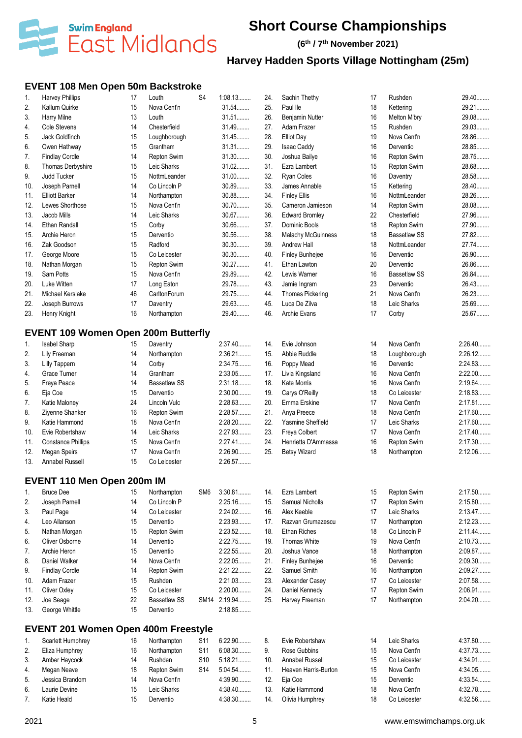# Short Course Championships

**(6th / 7th November 2021)**

**Harvey Hadden Sports Village Nottingham (25m)**

## EVENT 108 Men Open 50m Backstroke

| Pos | Name | Age | Club | Class | Time |
|---|---|---|---|---|---|
| 1. | Harvey Phillips | 17 | Louth | S4 | 1:08.13........ |
| 2. | Kallum Quirke | 15 | Nova Cent'n | | 31.54........ |
| 3. | Harry Milne | 13 | Louth | | 31.51........ |
| 4. | Cole Stevens | 14 | Chesterfield | | 31.49........ |
| 5. | Jack Goldfinch | 15 | Loughborough | | 31.45........ |
| 6. | Owen Hathway | 15 | Grantham | | 31.31........ |
| 7. | Findlay Cordle | 14 | Repton Swim | | 31.30........ |
| 8. | Thomas Derbyshire | 15 | Leic Sharks | | 31.02........ |
| 9. | Judd Tucker | 15 | NottmLeander | | 31.00........ |
| 10. | Joseph Parnell | 14 | Co Lincoln P | | 30.89........ |
| 11. | Elliott Barker | 14 | Northampton | | 30.88........ |
| 12. | Lewes Shorthose | 15 | Nova Cent'n | | 30.70........ |
| 13. | Jacob Mills | 14 | Leic Sharks | | 30.67........ |
| 14. | Ethan Randall | 15 | Corby | | 30.66........ |
| 15. | Archie Heron | 15 | Derventio | | 30.56........ |
| 16. | Zak Goodson | 15 | Radford | | 30.30........ |
| 17. | George Moore | 15 | Co Leicester | | 30.30........ |
| 18. | Nathan Morgan | 15 | Repton Swim | | 30.27........ |
| 19. | Sam Potts | 15 | Nova Cent'n | | 29.89........ |
| 20. | Luke Witten | 17 | Long Eaton | | 29.78........ |
| 21. | Michael Kerslake | 46 | CarltonForum | | 29.75........ |
| 22. | Joseph Burrows | 17 | Daventry | | 29.63........ |
| 23. | Henry Knight | 16 | Northampton | | 29.40........ |
| 24. | Sachin Thethy | 17 | Rushden | | 29.40........ |
| 25. | Paul Ile | 18 | Kettering | | 29.21........ |
| 26. | Benjamin Nutter | 16 | Melton M'bry | | 29.08........ |
| 27. | Adam Frazer | 15 | Rushden | | 29.03........ |
| 28. | Elliot Day | 19 | Nova Cent'n | | 28.86........ |
| 29. | Isaac Caddy | 16 | Derventio | | 28.85........ |
| 30. | Joshua Bailye | 16 | Repton Swim | | 28.75........ |
| 31. | Ezra Lambert | 15 | Repton Swim | | 28.68........ |
| 32. | Ryan Coles | 16 | Daventry | | 28.58........ |
| 33. | James Annable | 15 | Kettering | | 28.40........ |
| 34. | Finley Ellis | 16 | NottmLeander | | 28.26........ |
| 35. | Cameron Jamieson | 14 | Repton Swim | | 28.08........ |
| 36. | Edward Bromley | 22 | Chesterfield | | 27.96........ |
| 37. | Dominic Bools | 18 | Repton Swim | | 27.90........ |
| 38. | Malachy McGuinness | 18 | Bassetlaw SS | | 27.82........ |
| 39. | Andrew Hall | 18 | NottmLeander | | 27.74........ |
| 40. | Finley Bunhejee | 16 | Derventio | | 26.90........ |
| 41. | Ethan Lawton | 20 | Derventio | | 26.86........ |
| 42. | Lewis Warner | 16 | Bassetlaw SS | | 26.84........ |
| 43. | Jamie Ingram | 23 | Derventio | | 26.43........ |
| 44. | Thomas Pickering | 21 | Nova Cent'n | | 26.23........ |
| 45. | Luca De Zilva | 18 | Leic Sharks | | 25.69........ |
| 46. | Archie Evans | 17 | Corby | | 25.67........ |

## EVENT 109 Women Open 200m Butterfly

| Pos | Name | Age | Club | Class | Time |
|---|---|---|---|---|---|
| 1. | Isabel Sharp | 15 | Daventry | | 2:37.40........ |
| 2. | Lily Freeman | 14 | Northampton | | 2:36.21........ |
| 3. | Lilly Tappern | 14 | Corby | | 2:34.75........ |
| 4. | Grace Turner | 14 | Grantham | | 2:33.05........ |
| 5. | Freya Peace | 14 | Bassetlaw SS | | 2:31.18........ |
| 6. | Eja Coe | 15 | Derventio | | 2:30.00........ |
| 7. | Katie Maloney | 24 | Lincoln Vulc | | 2:28.63........ |
| 8. | Ziyenne Shanker | 16 | Repton Swim | | 2:28.57........ |
| 9. | Katie Hammond | 18 | Nova Cent'n | | 2:28.20........ |
| 10. | Evie Robertshaw | 14 | Leic Sharks | | 2:27.93........ |
| 11. | Constance Phillips | 15 | Nova Cent'n | | 2:27.41........ |
| 12. | Megan Speirs | 17 | Nova Cent'n | | 2:26.90........ |
| 13. | Annabel Russell | 15 | Co Leicester | | 2:26.57........ |
| 14. | Evie Johnson | 14 | Nova Cent'n | | 2:26.40........ |
| 15. | Abbie Ruddle | 18 | Loughborough | | 2:26.12........ |
| 16. | Poppy Mead | 16 | Derventio | | 2:24.83........ |
| 17. | Livia Kingsland | 16 | Nova Cent'n | | 2:22.00........ |
| 18. | Kate Morris | 16 | Nova Cent'n | | 2:19.64........ |
| 19. | Carys O'Reilly | 18 | Co Leicester | | 2:18.83........ |
| 20. | Emma Erskine | 17 | Nova Cent'n | | 2:17.81........ |
| 21. | Anya Preece | 18 | Nova Cent'n | | 2:17.60........ |
| 22. | Yasmine Sheffield | 17 | Leic Sharks | | 2:17.60........ |
| 23. | Freya Colbert | 17 | Nova Cent'n | | 2:17.40........ |
| 24. | Henrietta D'Ammassa | 16 | Repton Swim | | 2:17.30........ |
| 25. | Betsy Wizard | 18 | Northampton | | 2:12.06........ |

## EVENT 110 Men Open 200m IM

| Pos | Name | Age | Club | Class | Time |
|---|---|---|---|---|---|
| 1. | Bruce Dee | 15 | Northampton | SM6 | 3:30.81........ |
| 2. | Joseph Parnell | 14 | Co Lincoln P | | 2:25.16........ |
| 3. | Paul Page | 14 | Co Leicester | | 2:24.02........ |
| 4. | Leo Allanson | 15 | Derventio | | 2:23.93........ |
| 5. | Nathan Morgan | 15 | Repton Swim | | 2:23.52........ |
| 6. | Oliver Osborne | 14 | Derventio | | 2:22.75........ |
| 7. | Archie Heron | 15 | Derventio | | 2:22.55........ |
| 8. | Daniel Walker | 14 | Nova Cent'n | | 2:22.05........ |
| 9. | Findlay Cordle | 14 | Repton Swim | | 2:21.22........ |
| 10. | Adam Frazer | 15 | Rushden | | 2:21.03........ |
| 11. | Oliver Oxley | 15 | Co Leicester | | 2:20.00........ |
| 12. | Joe Seage | 22 | Bassetlaw SS | SM14 | 2:19.94........ |
| 13. | George Whittle | 15 | Derventio | | 2:18.85........ |
| 14. | Ezra Lambert | 15 | Repton Swim | | 2:17.50........ |
| 15. | Samual Nicholls | 17 | Repton Swim | | 2:15.80........ |
| 16. | Alex Keeble | 17 | Leic Sharks | | 2:13.47........ |
| 17. | Razvan Grumazescu | 17 | Northampton | | 2:12.23........ |
| 18. | Ethan Riches | 18 | Co Lincoln P | | 2:11.44........ |
| 19. | Thomas White | 19 | Nova Cent'n | | 2:10.73........ |
| 20. | Joshua Vance | 18 | Northampton | | 2:09.87........ |
| 21. | Finley Bunhejee | 16 | Derventio | | 2:09.30........ |
| 22. | Samuel Smith | 16 | Northampton | | 2:09.27........ |
| 23. | Alexander Casey | 17 | Co Leicester | | 2:07.58........ |
| 24. | Daniel Kennedy | 17 | Repton Swim | | 2:06.91........ |
| 25. | Harvey Freeman | 17 | Northampton | | 2:04.20........ |

## EVENT 201 Women Open 400m Freestyle

| Pos | Name | Age | Club | Class | Time |
|---|---|---|---|---|---|
| 1. | Scarlett Humphrey | 16 | Northampton | S11 | 6:22.90........ |
| 2. | Eliza Humphrey | 16 | Northampton | S11 | 6:08.30........ |
| 3. | Amber Haycock | 14 | Rushden | S10 | 5:18.21........ |
| 4. | Megan Neave | 18 | Repton Swim | S14 | 5:04.54........ |
| 5. | Jessica Brandom | 14 | Nova Cent'n | | 4:39.90........ |
| 6. | Laurie Devine | 15 | Leic Sharks | | 4:38.40........ |
| 7. | Katie Heald | 15 | Derventio | | 4:38.30........ |
| 8. | Evie Robertshaw | 14 | Leic Sharks | | 4:37.80........ |
| 9. | Rose Gubbins | 15 | Nova Cent'n | | 4:37.73........ |
| 10. | Annabel Russell | 15 | Co Leicester | | 4:34.91........ |
| 11. | Heaven Harris-Burton | 15 | Nova Cent'n | | 4:34.05........ |
| 12. | Eja Coe | 15 | Derventio | | 4:33.54........ |
| 13. | Katie Hammond | 18 | Nova Cent'n | | 4:32.78........ |
| 14. | Olivia Humphrey | 18 | Co Leicester | | 4:32.56........ |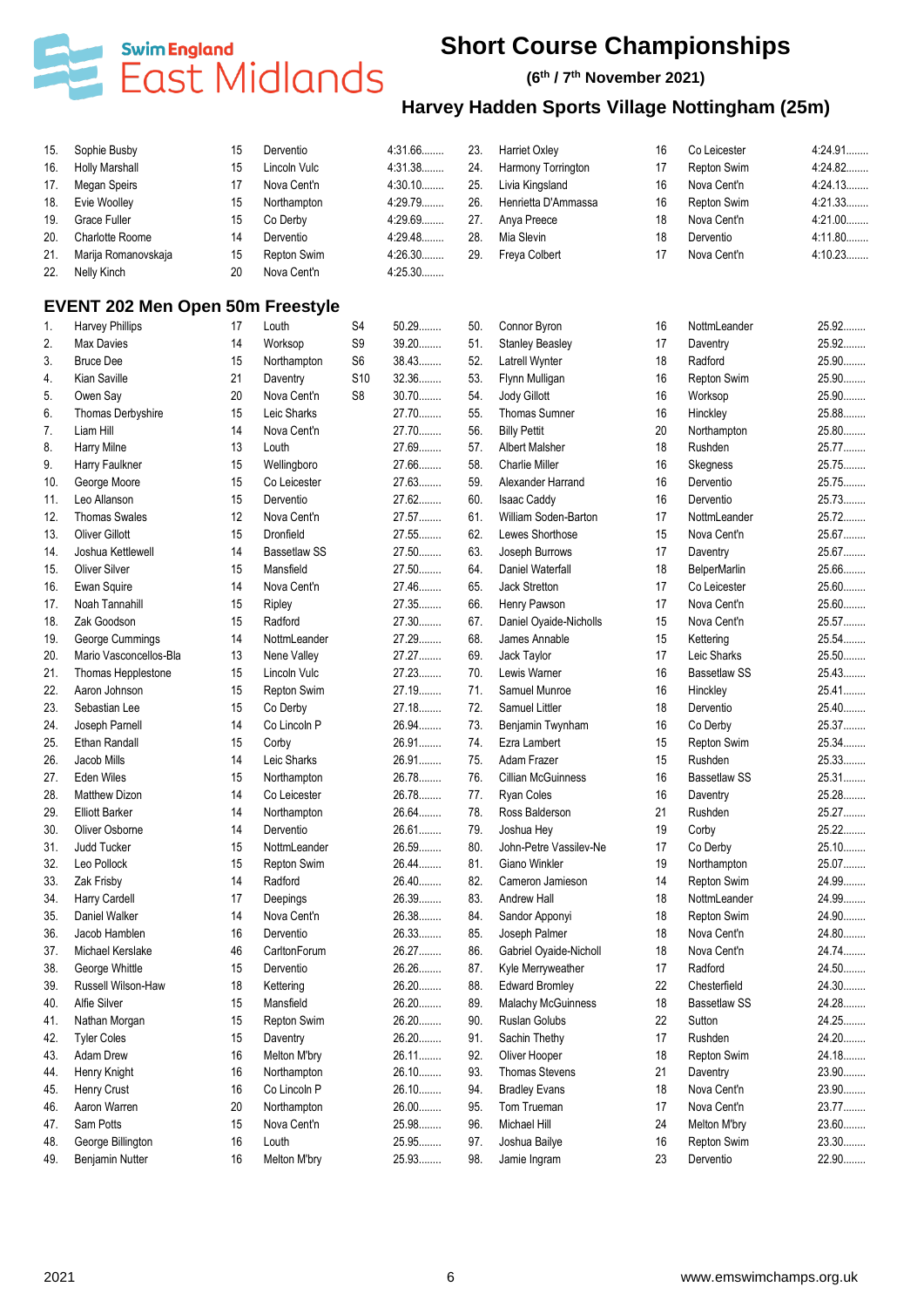# Short Course Championships

**(6th / 7th November 2021)**

## Harvey Hadden Sports Village Nottingham (25m)

| | | | | |
|---|---|---|---|---|
| 15. | Sophie Busby | 15 | Dervento | 4:31.66........ |
| 16. | Holly Marshall | 15 | Lincoln Vulc | 4:31.38........ |
| 17. | Megan Speirs | 17 | Nova Cent'n | 4:30.10........ |
| 18. | Evie Woolley | 15 | Northampton | 4:29.79........ |
| 19. | Grace Fuller | 15 | Co Derby | 4:29.69........ |
| 20. | Charlotte Roome | 14 | Dervento | 4:29.48........ |
| 21. | Marija Romanovskaja | 15 | Repton Swim | 4:26.30........ |
| 22. | Nelly Kinch | 20 | Nova Cent'n | 4:25.30........ |
| 23. | Harriet Oxley | 16 | Co Leicester | 4:24.91........ |
| 24. | Harmony Torrington | 17 | Repton Swim | 4:24.82........ |
| 25. | Livia Kingsland | 16 | Nova Cent'n | 4:24.13........ |
| 26. | Henrietta D'Ammassa | 16 | Repton Swim | 4:21.33........ |
| 27. | Anya Preece | 18 | Nova Cent'n | 4:21.00........ |
| 28. | Mia Slevin | 18 | Dervento | 4:11.80........ |
| 29. | Freya Colbert | 17 | Nova Cent'n | 4:10.23........ |

### EVENT 202 Men Open 50m Freestyle

| | | | | | |
|---|---|---|---|---|---|
| 1. | Harvey Phillips | 17 | Louth | S4 | 50.29........ |
| 2. | Max Davies | 14 | Worksop | S9 | 39.20........ |
| 3. | Bruce Dee | 15 | Northampton | S6 | 38.43........ |
| 4. | Kian Saville | 21 | Daventry | S10 | 32.36........ |
| 5. | Owen Say | 20 | Nova Cent'n | S8 | 30.70........ |
| 6. | Thomas Derbyshire | 15 | Leic Sharks | | 27.70........ |
| 7. | Liam Hill | 14 | Nova Cent'n | | 27.70........ |
| 8. | Harry Milne | 13 | Louth | | 27.69........ |
| 9. | Harry Faulkner | 15 | Wellingboro | | 27.66........ |
| 10. | George Moore | 15 | Co Leicester | | 27.63........ |
| 11. | Leo Allanson | 15 | Dervento | | 27.62........ |
| 12. | Thomas Swales | 12 | Nova Cent'n | | 27.57........ |
| 13. | Oliver Gillott | 15 | Dronfield | | 27.55........ |
| 14. | Joshua Kettlewell | 14 | Bassetlaw SS | | 27.50........ |
| 15. | Oliver Silver | 15 | Mansfield | | 27.50........ |
| 16. | Ewan Squire | 14 | Nova Cent'n | | 27.46........ |
| 17. | Noah Tannahill | 15 | Ripley | | 27.35........ |
| 18. | Zak Goodson | 15 | Radford | | 27.30........ |
| 19. | George Cummings | 14 | NottmLeander | | 27.29........ |
| 20. | Mario Vasconcellos-Bla | 13 | Nene Valley | | 27.27........ |
| 21. | Thomas Hepplestone | 15 | Lincoln Vulc | | 27.23........ |
| 22. | Aaron Johnson | 15 | Repton Swim | | 27.19........ |
| 23. | Sebastian Lee | 15 | Co Derby | | 27.18........ |
| 24. | Joseph Parnell | 14 | Co Lincoln P | | 26.94........ |
| 25. | Ethan Randall | 15 | Corby | | 26.91........ |
| 26. | Jacob Mills | 14 | Leic Sharks | | 26.91........ |
| 27. | Eden Wiles | 15 | Northampton | | 26.78........ |
| 28. | Matthew Dizon | 14 | Co Leicester | | 26.78........ |
| 29. | Elliott Barker | 14 | Northampton | | 26.64........ |
| 30. | Oliver Osborne | 14 | Dervento | | 26.61........ |
| 31. | Judd Tucker | 15 | NottmLeander | | 26.59........ |
| 32. | Leo Pollock | 15 | Repton Swim | | 26.44........ |
| 33. | Zak Frisby | 14 | Radford | | 26.40........ |
| 34. | Harry Cardell | 17 | Deepings | | 26.39........ |
| 35. | Daniel Walker | 14 | Nova Cent'n | | 26.38........ |
| 36. | Jacob Hamblen | 16 | Dervento | | 26.33........ |
| 37. | Michael Kerslake | 46 | CarltonForum | | 26.27........ |
| 38. | George Whittle | 15 | Dervento | | 26.26........ |
| 39. | Russell Wilson-Haw | 18 | Kettering | | 26.20........ |
| 40. | Alfie Silver | 15 | Mansfield | | 26.20........ |
| 41. | Nathan Morgan | 15 | Repton Swim | | 26.20........ |
| 42. | Tyler Coles | 15 | Daventry | | 26.20........ |
| 43. | Adam Drew | 16 | Melton M'bry | | 26.11........ |
| 44. | Henry Knight | 16 | Northampton | | 26.10........ |
| 45. | Henry Crust | 16 | Co Lincoln P | | 26.10........ |
| 46. | Aaron Warren | 20 | Northampton | | 26.00........ |
| 47. | Sam Potts | 15 | Nova Cent'n | | 25.98........ |
| 48. | George Billington | 16 | Louth | | 25.95........ |
| 49. | Benjamin Nutter | 16 | Melton M'bry | | 25.93........ |
| 50. | Connor Byron | 16 | NottmLeander | | 25.92........ |
| 51. | Stanley Beasley | 17 | Daventry | | 25.92........ |
| 52. | Latrell Wynter | 18 | Radford | | 25.90........ |
| 53. | Flynn Mulligan | 16 | Repton Swim | | 25.90........ |
| 54. | Jody Gillott | 16 | Worksop | | 25.90........ |
| 55. | Thomas Sumner | 16 | Hinckley | | 25.88........ |
| 56. | Billy Pettit | 20 | Northampton | | 25.80........ |
| 57. | Albert Malsher | 18 | Rushden | | 25.77........ |
| 58. | Charlie Miller | 16 | Skegness | | 25.75........ |
| 59. | Alexander Harrand | 16 | Dervento | | 25.75........ |
| 60. | Isaac Caddy | 16 | Dervento | | 25.73........ |
| 61. | William Soden-Barton | 17 | NottmLeander | | 25.72........ |
| 62. | Lewes Shorthose | 15 | Nova Cent'n | | 25.67........ |
| 63. | Joseph Burrows | 17 | Daventry | | 25.67........ |
| 64. | Daniel Waterfall | 18 | BelperMarlin | | 25.66........ |
| 65. | Jack Stretton | 17 | Co Leicester | | 25.60........ |
| 66. | Henry Pawson | 17 | Nova Cent'n | | 25.60........ |
| 67. | Daniel Oyaide-Nicholls | 15 | Nova Cent'n | | 25.57........ |
| 68. | James Annable | 15 | Kettering | | 25.54........ |
| 69. | Jack Taylor | 17 | Leic Sharks | | 25.50........ |
| 70. | Lewis Warner | 16 | Bassetlaw SS | | 25.43........ |
| 71. | Samuel Munroe | 16 | Hinckley | | 25.41........ |
| 72. | Samuel Littler | 18 | Dervento | | 25.40........ |
| 73. | Benjamin Twynham | 16 | Co Derby | | 25.37........ |
| 74. | Ezra Lambert | 15 | Repton Swim | | 25.34........ |
| 75. | Adam Frazer | 15 | Rushden | | 25.33........ |
| 76. | Cillian McGuinness | 16 | Bassetlaw SS | | 25.31........ |
| 77. | Ryan Coles | 16 | Daventry | | 25.28........ |
| 78. | Ross Balderson | 21 | Rushden | | 25.27........ |
| 79. | Joshua Hey | 19 | Corby | | 25.22........ |
| 80. | John-Petre Vassilev-Ne | 17 | Co Derby | | 25.10........ |
| 81. | Giano Winkler | 19 | Northampton | | 25.07........ |
| 82. | Cameron Jamieson | 14 | Repton Swim | | 24.99........ |
| 83. | Andrew Hall | 18 | NottmLeander | | 24.99........ |
| 84. | Sandor Apponyi | 18 | Repton Swim | | 24.90........ |
| 85. | Joseph Palmer | 18 | Nova Cent'n | | 24.80........ |
| 86. | Gabriel Oyaide-Nicholl | 18 | Nova Cent'n | | 24.74........ |
| 87. | Kyle Merryweather | 17 | Radford | | 24.50........ |
| 88. | Edward Bromley | 22 | Chesterfield | | 24.30........ |
| 89. | Malachy McGuinness | 18 | Bassetlaw SS | | 24.28........ |
| 90. | Ruslan Golubs | 22 | Sutton | | 24.25........ |
| 91. | Sachin Thethy | 17 | Rushden | | 24.20........ |
| 92. | Oliver Hooper | 18 | Repton Swim | | 24.18........ |
| 93. | Thomas Stevens | 21 | Daventry | | 23.90........ |
| 94. | Bradley Evans | 18 | Nova Cent'n | | 23.90........ |
| 95. | Tom Trueman | 17 | Nova Cent'n | | 23.77........ |
| 96. | Michael Hill | 24 | Melton M'bry | | 23.60........ |
| 97. | Joshua Bailye | 16 | Repton Swim | | 23.30........ |
| 98. | Jamie Ingram | 23 | Dervento | | 22.90........ |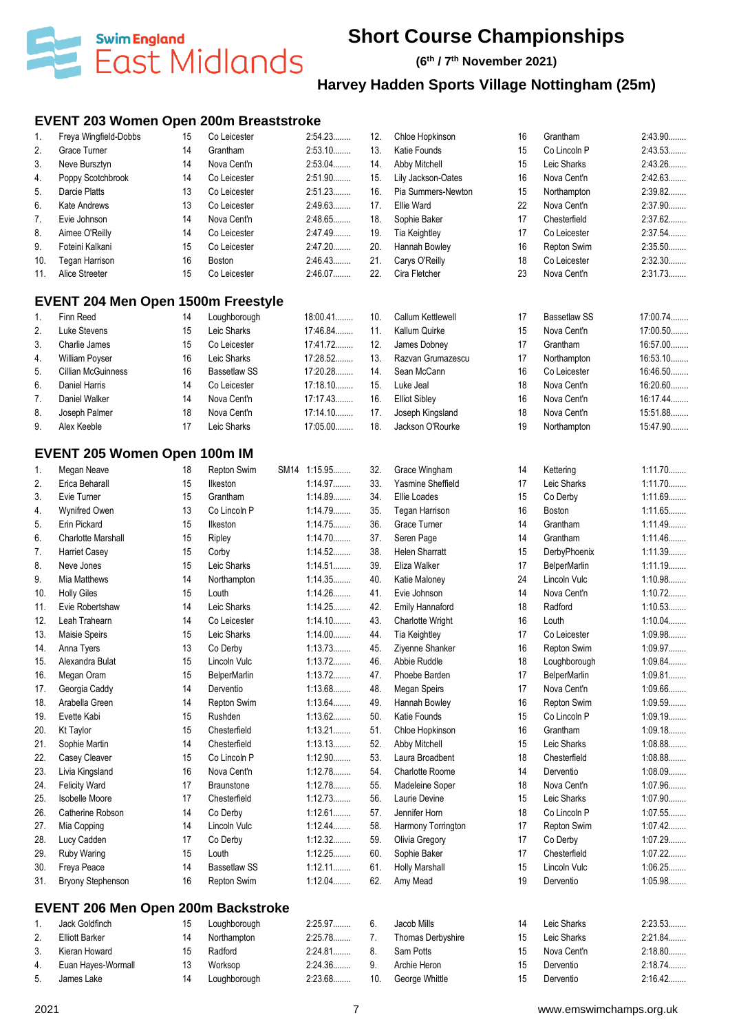# Short Course Championships

**(6th / 7th November 2021)**

**Harvey Hadden Sports Village Nottingham (25m)**

## EVENT 203 Women Open 200m Breaststroke

| | Name | Age | Club | Time |
|---|---|---|---|---|
| 1. | Freya Wingfield-Dobbs | 15 | Co Leicester | 2:54.23........ |
| 2. | Grace Turner | 14 | Grantham | 2:53.10........ |
| 3. | Neve Bursztyn | 14 | Nova Cent'n | 2:53.04........ |
| 4. | Poppy Scotchbrook | 14 | Co Leicester | 2:51.90........ |
| 5. | Darcie Platts | 13 | Co Leicester | 2:51.23........ |
| 6. | Kate Andrews | 13 | Co Leicester | 2:49.63........ |
| 7. | Evie Johnson | 14 | Nova Cent'n | 2:48.65........ |
| 8. | Aimee O'Reilly | 14 | Co Leicester | 2:47.49........ |
| 9. | Foteini Kalkani | 15 | Co Leicester | 2:47.20........ |
| 10. | Tegan Harrison | 16 | Boston | 2:46.43........ |
| 11. | Alice Streeter | 15 | Co Leicester | 2:46.07........ |
| 12. | Chloe Hopkinson | 16 | Grantham | 2:43.90........ |
| 13. | Katie Founds | 15 | Co Lincoln P | 2:43.53........ |
| 14. | Abby Mitchell | 15 | Leic Sharks | 2:43.26........ |
| 15. | Lily Jackson-Oates | 16 | Nova Cent'n | 2:42.63........ |
| 16. | Pia Summers-Newton | 15 | Northampton | 2:39.82........ |
| 17. | Ellie Ward | 22 | Nova Cent'n | 2:37.90........ |
| 18. | Sophie Baker | 17 | Chesterfield | 2:37.62........ |
| 19. | Tia Keightley | 17 | Co Leicester | 2:37.54........ |
| 20. | Hannah Bowley | 16 | Repton Swim | 2:35.50........ |
| 21. | Carys O'Reilly | 18 | Co Leicester | 2:32.30........ |
| 22. | Cira Fletcher | 23 | Nova Cent'n | 2:31.73........ |

## EVENT 204 Men Open 1500m Freestyle

| | Name | Age | Club | Time |
|---|---|---|---|---|
| 1. | Finn Reed | 14 | Loughborough | 18:00.41........ |
| 2. | Luke Stevens | 15 | Leic Sharks | 17:46.84........ |
| 3. | Charlie James | 15 | Co Leicester | 17:41.72........ |
| 4. | William Poyser | 16 | Leic Sharks | 17:28.52........ |
| 5. | Cillian McGuinness | 16 | Bassetlaw SS | 17:20.28........ |
| 6. | Daniel Harris | 14 | Co Leicester | 17:18.10........ |
| 7. | Daniel Walker | 14 | Nova Cent'n | 17:17.43........ |
| 8. | Joseph Palmer | 18 | Nova Cent'n | 17:14.10........ |
| 9. | Alex Keeble | 17 | Leic Sharks | 17:05.00........ |
| 10. | Callum Kettlewell | 17 | Bassetlaw SS | 17:00.74........ |
| 11. | Kallum Quirke | 15 | Nova Cent'n | 17:00.50........ |
| 12. | James Dobney | 17 | Grantham | 16:57.00........ |
| 13. | Razvan Grumazescu | 17 | Northampton | 16:53.10........ |
| 14. | Sean McCann | 16 | Co Leicester | 16:46.50........ |
| 15. | Luke Jeal | 18 | Nova Cent'n | 16:20.60........ |
| 16. | Elliot Sibley | 16 | Nova Cent'n | 16:17.44........ |
| 17. | Joseph Kingsland | 18 | Nova Cent'n | 15:51.88........ |
| 18. | Jackson O'Rourke | 19 | Northampton | 15:47.90........ |

## EVENT 205 Women Open 100m IM

| | Name | Age | Club | | Time |
|---|---|---|---|---|---|
| 1. | Megan Neave | 18 | Repton Swim | SM14 | 1:15.95........ |
| 2. | Erica Beharall | 15 | Ilkeston | | 1:14.97........ |
| 3. | Evie Turner | 15 | Grantham | | 1:14.89........ |
| 4. | Wynifred Owen | 13 | Co Lincoln P | | 1:14.79........ |
| 5. | Erin Pickard | 15 | Ilkeston | | 1:14.75........ |
| 6. | Charlotte Marshall | 15 | Ripley | | 1:14.70........ |
| 7. | Harriet Casey | 15 | Corby | | 1:14.52........ |
| 8. | Neve Jones | 15 | Leic Sharks | | 1:14.51........ |
| 9. | Mia Matthews | 14 | Northampton | | 1:14.35........ |
| 10. | Holly Giles | 15 | Louth | | 1:14.26........ |
| 11. | Evie Robertshaw | 14 | Leic Sharks | | 1:14.25........ |
| 12. | Leah Trahearn | 14 | Co Leicester | | 1:14.10........ |
| 13. | Maisie Speirs | 15 | Leic Sharks | | 1:14.00........ |
| 14. | Anna Tyers | 13 | Co Derby | | 1:13.73........ |
| 15. | Alexandra Bulat | 15 | Lincoln Vulc | | 1:13.72........ |
| 16. | Megan Oram | 15 | BelperMarlin | | 1:13.72........ |
| 17. | Georgia Caddy | 14 | Derventio | | 1:13.68........ |
| 18. | Arabella Green | 14 | Repton Swim | | 1:13.64........ |
| 19. | Evette Kabi | 15 | Rushden | | 1:13.62........ |
| 20. | Kt Taylor | 15 | Chesterfield | | 1:13.21........ |
| 21. | Sophie Martin | 14 | Chesterfield | | 1:13.13........ |
| 22. | Casey Cleaver | 15 | Co Lincoln P | | 1:12.90........ |
| 23. | Livia Kingsland | 16 | Nova Cent'n | | 1:12.78........ |
| 24. | Felicity Ward | 17 | Braunstone | | 1:12.78........ |
| 25. | Isobelle Moore | 17 | Chesterfield | | 1:12.73........ |
| 26. | Catherine Robson | 14 | Co Derby | | 1:12.61........ |
| 27. | Mia Copping | 14 | Lincoln Vulc | | 1:12.44........ |
| 28. | Lucy Cadden | 17 | Co Derby | | 1:12.32........ |
| 29. | Ruby Waring | 15 | Louth | | 1:12.25........ |
| 30. | Freya Peace | 14 | Bassetlaw SS | | 1:12.11........ |
| 31. | Bryony Stephenson | 16 | Repton Swim | | 1:12.04........ |
| 32. | Grace Wingham | 14 | Kettering | | 1:11.70........ |
| 33. | Yasmine Sheffield | 17 | Leic Sharks | | 1:11.70........ |
| 34. | Ellie Loades | 15 | Co Derby | | 1:11.69........ |
| 35. | Tegan Harrison | 16 | Boston | | 1:11.65........ |
| 36. | Grace Turner | 14 | Grantham | | 1:11.49........ |
| 37. | Seren Page | 14 | Grantham | | 1:11.46........ |
| 38. | Helen Sharratt | 15 | DerbyPhoenix | | 1:11.39........ |
| 39. | Eliza Walker | 17 | BelperMarlin | | 1:11.19........ |
| 40. | Katie Maloney | 24 | Lincoln Vulc | | 1:10.98........ |
| 41. | Evie Johnson | 14 | Nova Cent'n | | 1:10.72........ |
| 42. | Emily Hannaford | 18 | Radford | | 1:10.53........ |
| 43. | Charlotte Wright | 16 | Louth | | 1:10.04........ |
| 44. | Tia Keightley | 17 | Co Leicester | | 1:09.98........ |
| 45. | Ziyenne Shanker | 16 | Repton Swim | | 1:09.97........ |
| 46. | Abbie Ruddle | 18 | Loughborough | | 1:09.84........ |
| 47. | Phoebe Barden | 17 | BelperMarlin | | 1:09.81........ |
| 48. | Megan Speirs | 17 | Nova Cent'n | | 1:09.66........ |
| 49. | Hannah Bowley | 16 | Repton Swim | | 1:09.59........ |
| 50. | Katie Founds | 15 | Co Lincoln P | | 1:09.19........ |
| 51. | Chloe Hopkinson | 16 | Grantham | | 1:09.18........ |
| 52. | Abby Mitchell | 15 | Leic Sharks | | 1:08.88........ |
| 53. | Laura Broadbent | 18 | Chesterfield | | 1:08.88........ |
| 54. | Charlotte Roome | 14 | Derventio | | 1:08.09........ |
| 55. | Madeleine Soper | 18 | Nova Cent'n | | 1:07.96........ |
| 56. | Laurie Devine | 15 | Leic Sharks | | 1:07.90........ |
| 57. | Jennifer Horn | 18 | Co Lincoln P | | 1:07.55........ |
| 58. | Harmony Torrington | 17 | Repton Swim | | 1:07.42........ |
| 59. | Olivia Gregory | 17 | Co Derby | | 1:07.29........ |
| 60. | Sophie Baker | 17 | Chesterfield | | 1:07.22........ |
| 61. | Holly Marshall | 15 | Lincoln Vulc | | 1:06.25........ |
| 62. | Amy Mead | 19 | Derventio | | 1:05.98........ |

## EVENT 206 Men Open 200m Backstroke

| | Name | Age | Club | Time |
|---|---|---|---|---|
| 1. | Jack Goldfinch | 15 | Loughborough | 2:25.97........ |
| 2. | Elliott Barker | 14 | Northampton | 2:25.78........ |
| 3. | Kieran Howard | 15 | Radford | 2:24.81........ |
| 4. | Euan Hayes-Wormall | 13 | Worksop | 2:24.36........ |
| 5. | James Lake | 14 | Loughborough | 2:23.68........ |
| 6. | Jacob Mills | 14 | Leic Sharks | 2:23.53........ |
| 7. | Thomas Derbyshire | 15 | Leic Sharks | 2:21.84........ |
| 8. | Sam Potts | 15 | Nova Cent'n | 2:18.80........ |
| 9. | Archie Heron | 15 | Derventio | 2:18.74........ |
| 10. | George Whittle | 15 | Derventio | 2:16.42........ |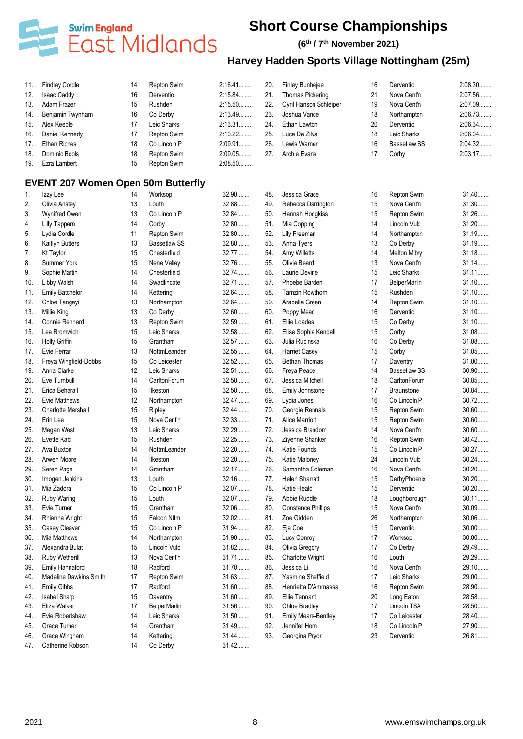# Short Course Championships

**(6th / 7th November 2021)**

## Harvey Hadden Sports Village Nottingham (25m)

| | | | | |
|---|---|---|---|---|
| 11. | Findlay Cordle | 14 | Repton Swim | 2:16.41........ |
| 12. | Isaac Caddy | 16 | Dervento | 2:15.84........ |
| 13. | Adam Frazer | 15 | Rushden | 2:15.50........ |
| 14. | Benjamin Twynham | 16 | Co Derby | 2:13.49........ |
| 15. | Alex Keeble | 17 | Leic Sharks | 2:13.31........ |
| 16. | Daniel Kennedy | 17 | Repton Swim | 2:10.22........ |
| 17. | Ethan Riches | 18 | Co Lincoln P | 2:09.91........ |
| 18. | Dominic Bools | 18 | Repton Swim | 2:09.05........ |
| 19. | Ezra Lambert | 15 | Repton Swim | 2:08.50........ |
| 20. | Finley Bunhejee | 16 | Dervento | 2:08.30........ |
| 21. | Thomas Pickering | 21 | Nova Cent'n | 2:07.56........ |
| 22. | Cyril Hanson Schleiper | 19 | Nova Cent'n | 2:07.09........ |
| 23. | Joshua Vance | 18 | Northampton | 2:06.73........ |
| 24. | Ethan Lawton | 20 | Dervento | 2:06.34........ |
| 25. | Luca De Zilva | 18 | Leic Sharks | 2:06.04........ |
| 26. | Lewis Warner | 16 | Bassetlaw SS | 2:04.32........ |
| 27. | Archie Evans | 17 | Corby | 2:03.17........ |

### EVENT 207 Women Open 50m Butterfly

| | | | | |
|---|---|---|---|---|
| 1. | Izzy Lee | 14 | Worksop | 32.90........ |
| 2. | Olivia Anstey | 13 | Louth | 32.88........ |
| 3. | Wynifred Owen | 13 | Co Lincoln P | 32.84........ |
| 4. | Lilly Tappern | 14 | Corby | 32.80........ |
| 5. | Lydia Cordle | 11 | Repton Swim | 32.80........ |
| 6. | Kaitlyn Butters | 13 | Bassetlaw SS | 32.80........ |
| 7. | Kt Taylor | 15 | Chesterfield | 32.77........ |
| 8. | Summer York | 15 | Nene Valley | 32.76........ |
| 9. | Sophie Martin | 14 | Chesterfield | 32.74........ |
| 10. | Libby Walsh | 14 | Swadlincote | 32.71........ |
| 11. | Emily Batchelor | 14 | Kettering | 32.64........ |
| 12. | Chloe Tangayi | 13 | Northampton | 32.64........ |
| 13. | Millie King | 13 | Co Derby | 32.60........ |
| 14. | Connie Rennard | 13 | Repton Swim | 32.59........ |
| 15. | Lea Bromwich | 15 | Leic Sharks | 32.58........ |
| 16. | Holly Griffin | 15 | Grantham | 32.57........ |
| 17. | Evie Ferrar | 13 | NottmLeander | 32.55........ |
| 18. | Freya Wingfield-Dobbs | 15 | Co Leicester | 32.52........ |
| 19. | Anna Clarke | 12 | Leic Sharks | 32.51........ |
| 20. | Eve Turnbull | 14 | CarltonForum | 32.50........ |
| 21. | Erica Beharall | 15 | Ilkeston | 32.50........ |
| 22. | Evie Matthews | 12 | Northampton | 32.47........ |
| 23. | Charlotte Marshall | 15 | Ripley | 32.44........ |
| 24. | Erin Lee | 15 | Nova Cent'n | 32.33........ |
| 25. | Megan West | 13 | Leic Sharks | 32.29........ |
| 26. | Evette Kabi | 15 | Rushden | 32.25........ |
| 27. | Ava Buxton | 14 | NottmLeander | 32.20........ |
| 28. | Arwen Moore | 14 | Ilkeston | 32.20........ |
| 29. | Seren Page | 14 | Grantham | 32.17........ |
| 30. | Imogen Jenkins | 13 | Louth | 32.16........ |
| 31. | Mia Zadora | 15 | Co Lincoln P | 32.07........ |
| 32. | Ruby Waring | 15 | Louth | 32.07........ |
| 33. | Evie Turner | 15 | Grantham | 32.06........ |
| 34. | Rhianna Wright | 15 | Falcon Nttm | 32.02........ |
| 35. | Casey Cleaver | 15 | Co Lincoln P | 31.94........ |
| 36. | Mia Matthews | 14 | Northampton | 31.90........ |
| 37. | Alexandra Bulat | 15 | Lincoln Vulc | 31.82........ |
| 38. | Ruby Wetherill | 13 | Nova Cent'n | 31.71........ |
| 39. | Emily Hannaford | 18 | Radford | 31.70........ |
| 40. | Madeline Dawkins Smith | 17 | Repton Swim | 31.63........ |
| 41. | Emily Gibbs | 17 | Radford | 31.60........ |
| 42. | Isabel Sharp | 15 | Daventry | 31.60........ |
| 43. | Eliza Walker | 17 | BelperMarlin | 31.56........ |
| 44. | Evie Robertshaw | 14 | Leic Sharks | 31.50........ |
| 45. | Grace Turner | 14 | Grantham | 31.49........ |
| 46. | Grace Wingham | 14 | Kettering | 31.44........ |
| 47. | Catherine Robson | 14 | Co Derby | 31.42........ |
| 48. | Jessica Grace | 16 | Repton Swim | 31.40........ |
| 49. | Rebecca Darrington | 15 | Nova Cent'n | 31.30........ |
| 50. | Hannah Hodgkiss | 15 | Repton Swim | 31.26........ |
| 51. | Mia Copping | 14 | Lincoln Vulc | 31.20........ |
| 52. | Lily Freeman | 14 | Northampton | 31.19........ |
| 53. | Anna Tyers | 13 | Co Derby | 31.19........ |
| 54. | Amy Willetts | 14 | Melton M'bry | 31.18........ |
| 55. | Olivia Beard | 13 | Nova Cent'n | 31.14........ |
| 56. | Laurie Devine | 15 | Leic Sharks | 31.11........ |
| 57. | Phoebe Barden | 17 | BelperMarlin | 31.10........ |
| 58. | Tamzin Rowthorn | 15 | Rushden | 31.10........ |
| 59. | Arabella Green | 14 | Repton Swim | 31.10........ |
| 60. | Poppy Mead | 16 | Dervento | 31.10........ |
| 61. | Ellie Loades | 15 | Co Derby | 31.10........ |
| 62. | Elise Sophia Kendall | 15 | Corby | 31.08........ |
| 63. | Julia Rucinska | 16 | Co Derby | 31.08........ |
| 64. | Harriet Casey | 15 | Corby | 31.05........ |
| 65. | Bethan Thomas | 17 | Daventry | 31.00........ |
| 66. | Freya Peace | 14 | Bassetlaw SS | 30.90........ |
| 67. | Jessica Mitchell | 18 | CarltonForum | 30.85........ |
| 68. | Emily Johnstone | 17 | Braunstone | 30.84........ |
| 69. | Lydia Jones | 16 | Co Lincoln P | 30.72........ |
| 70. | Georgie Rennals | 15 | Repton Swim | 30.60........ |
| 71. | Alice Marriott | 15 | Repton Swim | 30.60........ |
| 72. | Jessica Brandom | 14 | Nova Cent'n | 30.60........ |
| 73. | Ziyenne Shanker | 16 | Repton Swim | 30.42........ |
| 74. | Katie Founds | 15 | Co Lincoln P | 30.27........ |
| 75. | Katie Maloney | 24 | Lincoln Vulc | 30.24........ |
| 76. | Samantha Coleman | 16 | Nova Cent'n | 30.20........ |
| 77. | Helen Sharratt | 15 | DerbyPhoenix | 30.20........ |
| 78. | Katie Heald | 15 | Dervento | 30.20........ |
| 79. | Abbie Ruddle | 18 | Loughborough | 30.11........ |
| 80. | Constance Phillips | 15 | Nova Cent'n | 30.09........ |
| 81. | Zoe Gidden | 26 | Northampton | 30.06........ |
| 82. | Eja Coe | 15 | Dervento | 30.00........ |
| 83. | Lucy Conroy | 17 | Worksop | 30.00........ |
| 84. | Olivia Gregory | 17 | Co Derby | 29.49........ |
| 85. | Charlotte Wright | 16 | Louth | 29.29........ |
| 86. | Jessica Li | 16 | Nova Cent'n | 29.10........ |
| 87. | Yasmine Sheffield | 17 | Leic Sharks | 29.00........ |
| 88. | Henrietta D'Ammassa | 16 | Repton Swim | 28.90........ |
| 89. | Ellie Tennant | 20 | Long Eaton | 28.58........ |
| 90. | Chloe Bradley | 17 | Lincoln TSA | 28.50........ |
| 91. | Emily Mears-Bentley | 17 | Co Leicester | 28.40........ |
| 92. | Jennifer Horn | 18 | Co Lincoln P | 27.90........ |
| 93. | Georgina Pryor | 23 | Dervento | 26.81........ |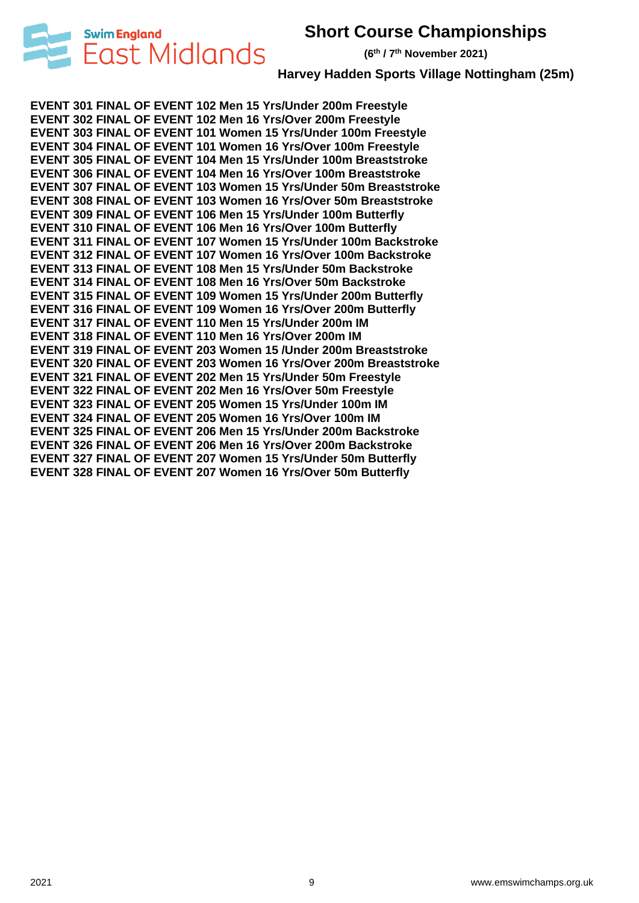# Short Course Championships

**(6th / 7th November 2021)**

**Harvey Hadden Sports Village Nottingham (25m)**

**EVENT 301 FINAL OF EVENT 102 Men 15 Yrs/Under 200m Freestyle**
**EVENT 302 FINAL OF EVENT 102 Men 16 Yrs/Over 200m Freestyle**
**EVENT 303 FINAL OF EVENT 101 Women 15 Yrs/Under 100m Freestyle**
**EVENT 304 FINAL OF EVENT 101 Women 16 Yrs/Over 100m Freestyle**
**EVENT 305 FINAL OF EVENT 104 Men 15 Yrs/Under 100m Breaststroke**
**EVENT 306 FINAL OF EVENT 104 Men 16 Yrs/Over 100m Breaststroke**
**EVENT 307 FINAL OF EVENT 103 Women 15 Yrs/Under 50m Breaststroke**
**EVENT 308 FINAL OF EVENT 103 Women 16 Yrs/Over 50m Breaststroke**
**EVENT 309 FINAL OF EVENT 106 Men 15 Yrs/Under 100m Butterfly**
**EVENT 310 FINAL OF EVENT 106 Men 16 Yrs/Over 100m Butterfly**
**EVENT 311 FINAL OF EVENT 107 Women 15 Yrs/Under 100m Backstroke**
**EVENT 312 FINAL OF EVENT 107 Women 16 Yrs/Over 100m Backstroke**
**EVENT 313 FINAL OF EVENT 108 Men 15 Yrs/Under 50m Backstroke**
**EVENT 314 FINAL OF EVENT 108 Men 16 Yrs/Over 50m Backstroke**
**EVENT 315 FINAL OF EVENT 109 Women 15 Yrs/Under 200m Butterfly**
**EVENT 316 FINAL OF EVENT 109 Women 16 Yrs/Over 200m Butterfly**
**EVENT 317 FINAL OF EVENT 110 Men 15 Yrs/Under 200m IM**
**EVENT 318 FINAL OF EVENT 110 Men 16 Yrs/Over 200m IM**
**EVENT 319 FINAL OF EVENT 203 Women 15 /Under 200m Breaststroke**
**EVENT 320 FINAL OF EVENT 203 Women 16 Yrs/Over 200m Breaststroke**
**EVENT 321 FINAL OF EVENT 202 Men 15 Yrs/Under 50m Freestyle**
**EVENT 322 FINAL OF EVENT 202 Men 16 Yrs/Over 50m Freestyle**
**EVENT 323 FINAL OF EVENT 205 Women 15 Yrs/Under 100m IM**
**EVENT 324 FINAL OF EVENT 205 Women 16 Yrs/Over 100m IM**
**EVENT 325 FINAL OF EVENT 206 Men 15 Yrs/Under 200m Backstroke**
**EVENT 326 FINAL OF EVENT 206 Men 16 Yrs/Over 200m Backstroke**
**EVENT 327 FINAL OF EVENT 207 Women 15 Yrs/Under 50m Butterfly**
**EVENT 328 FINAL OF EVENT 207 Women 16 Yrs/Over 50m Butterfly**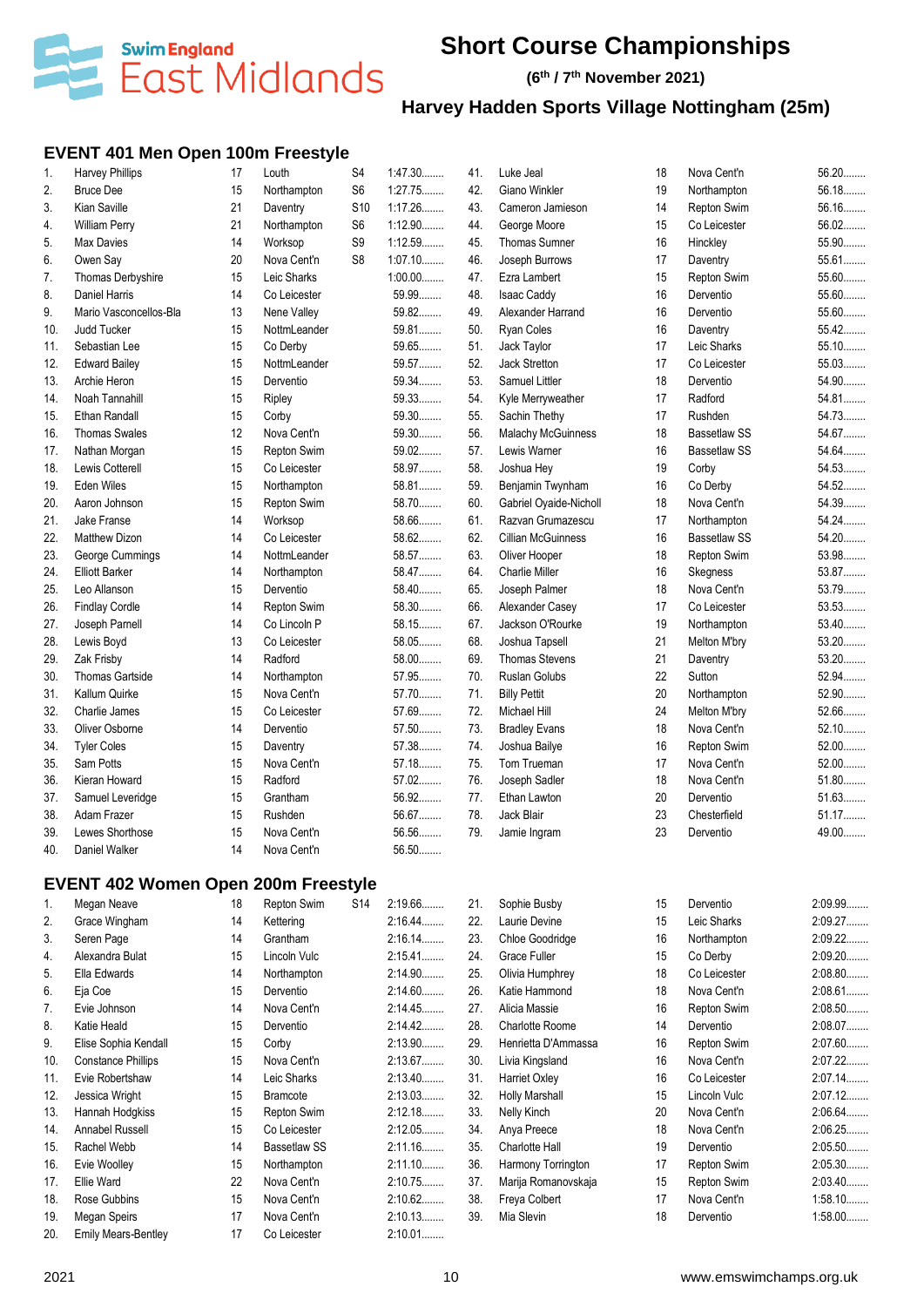# Short Course Championships

**(6th / 7th November 2021)**

## Harvey Hadden Sports Village Nottingham (25m)

### EVENT 401 Men Open 100m Freestyle

| Pos | Name | Age | Club | Class | Time |
|---|---|---|---|---|---|
| 1. | Harvey Phillips | 17 | Louth | S4 | 1:47.30........ |
| 2. | Bruce Dee | 15 | Northampton | S6 | 1:27.75........ |
| 3. | Kian Saville | 21 | Daventry | S10 | 1:17.26........ |
| 4. | William Perry | 21 | Northampton | S6 | 1:12.90........ |
| 5. | Max Davies | 14 | Worksop | S9 | 1:12.59........ |
| 6. | Owen Say | 20 | Nova Cent'n | S8 | 1:07.10........ |
| 7. | Thomas Derbyshire | 15 | Leic Sharks | | 1:00.00........ |
| 8. | Daniel Harris | 14 | Co Leicester | | 59.99........ |
| 9. | Mario Vasconcellos-Bla | 13 | Nene Valley | | 59.82........ |
| 10. | Judd Tucker | 15 | NottmLeander | | 59.81........ |
| 11. | Sebastian Lee | 15 | Co Derby | | 59.65........ |
| 12. | Edward Bailey | 15 | NottmLeander | | 59.57........ |
| 13. | Archie Heron | 15 | Dervento | | 59.34........ |
| 14. | Noah Tannahill | 15 | Ripley | | 59.33........ |
| 15. | Ethan Randall | 15 | Corby | | 59.30........ |
| 16. | Thomas Swales | 12 | Nova Cent'n | | 59.30........ |
| 17. | Nathan Morgan | 15 | Repton Swim | | 59.02........ |
| 18. | Lewis Cotterell | 15 | Co Leicester | | 58.97........ |
| 19. | Eden Wiles | 15 | Northampton | | 58.81........ |
| 20. | Aaron Johnson | 15 | Repton Swim | | 58.70........ |
| 21. | Jake Franse | 14 | Worksop | | 58.66........ |
| 22. | Matthew Dizon | 14 | Co Leicester | | 58.62........ |
| 23. | George Cummings | 14 | NottmLeander | | 58.57........ |
| 24. | Elliott Barker | 14 | Northampton | | 58.47........ |
| 25. | Leo Allanson | 15 | Dervento | | 58.40........ |
| 26. | Findlay Cordle | 14 | Repton Swim | | 58.30........ |
| 27. | Joseph Parnell | 14 | Co Lincoln P | | 58.15........ |
| 28. | Lewis Boyd | 13 | Co Leicester | | 58.05........ |
| 29. | Zak Frisby | 14 | Radford | | 58.00........ |
| 30. | Thomas Gartside | 14 | Northampton | | 57.95........ |
| 31. | Kallum Quirke | 15 | Nova Cent'n | | 57.70........ |
| 32. | Charlie James | 15 | Co Leicester | | 57.69........ |
| 33. | Oliver Osborne | 14 | Dervento | | 57.50........ |
| 34. | Tyler Coles | 15 | Daventry | | 57.38........ |
| 35. | Sam Potts | 15 | Nova Cent'n | | 57.18........ |
| 36. | Kieran Howard | 15 | Radford | | 57.02........ |
| 37. | Samuel Leveridge | 15 | Grantham | | 56.92........ |
| 38. | Adam Frazer | 15 | Rushden | | 56.67........ |
| 39. | Lewes Shorthose | 15 | Nova Cent'n | | 56.56........ |
| 40. | Daniel Walker | 14 | Nova Cent'n | | 56.50........ |
| 41. | Luke Jeal | 18 | Nova Cent'n | | 56.20........ |
| 42. | Giano Winkler | 19 | Northampton | | 56.18........ |
| 43. | Cameron Jamieson | 14 | Repton Swim | | 56.16........ |
| 44. | George Moore | 15 | Co Leicester | | 56.02........ |
| 45. | Thomas Sumner | 16 | Hinckley | | 55.90........ |
| 46. | Joseph Burrows | 17 | Daventry | | 55.61........ |
| 47. | Ezra Lambert | 15 | Repton Swim | | 55.60........ |
| 48. | Isaac Caddy | 16 | Dervento | | 55.60........ |
| 49. | Alexander Harrand | 16 | Dervento | | 55.60........ |
| 50. | Ryan Coles | 16 | Daventry | | 55.42........ |
| 51. | Jack Taylor | 17 | Leic Sharks | | 55.10........ |
| 52. | Jack Stretton | 17 | Co Leicester | | 55.03........ |
| 53. | Samuel Littler | 18 | Dervento | | 54.90........ |
| 54. | Kyle Merryweather | 17 | Radford | | 54.81........ |
| 55. | Sachin Thethy | 17 | Rushden | | 54.73........ |
| 56. | Malachy McGuinness | 18 | Bassetlaw SS | | 54.67........ |
| 57. | Lewis Warner | 16 | Bassetlaw SS | | 54.64........ |
| 58. | Joshua Hey | 19 | Corby | | 54.53........ |
| 59. | Benjamin Twynham | 16 | Co Derby | | 54.52........ |
| 60. | Gabriel Oyaide-Nicholl | 18 | Nova Cent'n | | 54.39........ |
| 61. | Razvan Grumazescu | 17 | Northampton | | 54.24........ |
| 62. | Cillian McGuinness | 16 | Bassetlaw SS | | 54.20........ |
| 63. | Oliver Hooper | 18 | Repton Swim | | 53.98........ |
| 64. | Charlie Miller | 16 | Skegness | | 53.87........ |
| 65. | Joseph Palmer | 18 | Nova Cent'n | | 53.79........ |
| 66. | Alexander Casey | 17 | Co Leicester | | 53.53........ |
| 67. | Jackson O'Rourke | 19 | Northampton | | 53.40........ |
| 68. | Joshua Tapsell | 21 | Melton M'bry | | 53.20........ |
| 69. | Thomas Stevens | 21 | Daventry | | 53.20........ |
| 70. | Ruslan Golubs | 22 | Sutton | | 52.94........ |
| 71. | Billy Pettit | 20 | Northampton | | 52.90........ |
| 72. | Michael Hill | 24 | Melton M'bry | | 52.66........ |
| 73. | Bradley Evans | 18 | Nova Cent'n | | 52.10........ |
| 74. | Joshua Bailye | 16 | Repton Swim | | 52.00........ |
| 75. | Tom Trueman | 17 | Nova Cent'n | | 52.00........ |
| 76. | Joseph Sadler | 18 | Nova Cent'n | | 51.80........ |
| 77. | Ethan Lawton | 20 | Dervento | | 51.63........ |
| 78. | Jack Blair | 23 | Chesterfield | | 51.17........ |
| 79. | Jamie Ingram | 23 | Dervento | | 49.00........ |

### EVENT 402 Women Open 200m Freestyle

| Pos | Name | Age | Club | Class | Time |
|---|---|---|---|---|---|
| 1. | Megan Neave | 18 | Repton Swim | S14 | 2:19.66........ |
| 2. | Grace Wingham | 14 | Kettering | | 2:16.44........ |
| 3. | Seren Page | 14 | Grantham | | 2:16.14........ |
| 4. | Alexandra Bulat | 15 | Lincoln Vulc | | 2:15.41........ |
| 5. | Ella Edwards | 14 | Northampton | | 2:14.90........ |
| 6. | Eja Coe | 15 | Dervento | | 2:14.60........ |
| 7. | Evie Johnson | 14 | Nova Cent'n | | 2:14.45........ |
| 8. | Katie Heald | 15 | Dervento | | 2:14.42........ |
| 9. | Elise Sophia Kendall | 15 | Corby | | 2:13.90........ |
| 10. | Constance Phillips | 15 | Nova Cent'n | | 2:13.67........ |
| 11. | Evie Robertshaw | 14 | Leic Sharks | | 2:13.40........ |
| 12. | Jessica Wright | 15 | Bramcote | | 2:13.03........ |
| 13. | Hannah Hodgkiss | 15 | Repton Swim | | 2:12.18........ |
| 14. | Annabel Russell | 15 | Co Leicester | | 2:12.05........ |
| 15. | Rachel Webb | 14 | Bassetlaw SS | | 2:11.16........ |
| 16. | Evie Woolley | 15 | Northampton | | 2:11.10........ |
| 17. | Ellie Ward | 22 | Nova Cent'n | | 2:10.75........ |
| 18. | Rose Gubbins | 15 | Nova Cent'n | | 2:10.62........ |
| 19. | Megan Speirs | 17 | Nova Cent'n | | 2:10.13........ |
| 20. | Emily Mears-Bentley | 17 | Co Leicester | | 2:10.01........ |
| 21. | Sophie Busby | 15 | Dervento | | 2:09.99........ |
| 22. | Laurie Devine | 15 | Leic Sharks | | 2:09.27........ |
| 23. | Chloe Goodridge | 16 | Northampton | | 2:09.22........ |
| 24. | Grace Fuller | 15 | Co Derby | | 2:09.20........ |
| 25. | Olivia Humphrey | 18 | Co Leicester | | 2:08.80........ |
| 26. | Katie Hammond | 18 | Nova Cent'n | | 2:08.61........ |
| 27. | Alicia Massie | 16 | Repton Swim | | 2:08.50........ |
| 28. | Charlotte Roome | 14 | Dervento | | 2:08.07........ |
| 29. | Henrietta D'Ammassa | 16 | Repton Swim | | 2:07.60........ |
| 30. | Livia Kingsland | 16 | Nova Cent'n | | 2:07.22........ |
| 31. | Harriet Oxley | 16 | Co Leicester | | 2:07.14........ |
| 32. | Holly Marshall | 15 | Lincoln Vulc | | 2:07.12........ |
| 33. | Nelly Kinch | 20 | Nova Cent'n | | 2:06.64........ |
| 34. | Anya Preece | 18 | Nova Cent'n | | 2:06.25........ |
| 35. | Charlotte Hall | 19 | Dervento | | 2:05.50........ |
| 36. | Harmony Torrington | 17 | Repton Swim | | 2:05.30........ |
| 37. | Marija Romanovskaja | 15 | Repton Swim | | 2:03.40........ |
| 38. | Freya Colbert | 17 | Nova Cent'n | | 1:58.10........ |
| 39. | Mia Slevin | 18 | Dervento | | 1:58.00........ |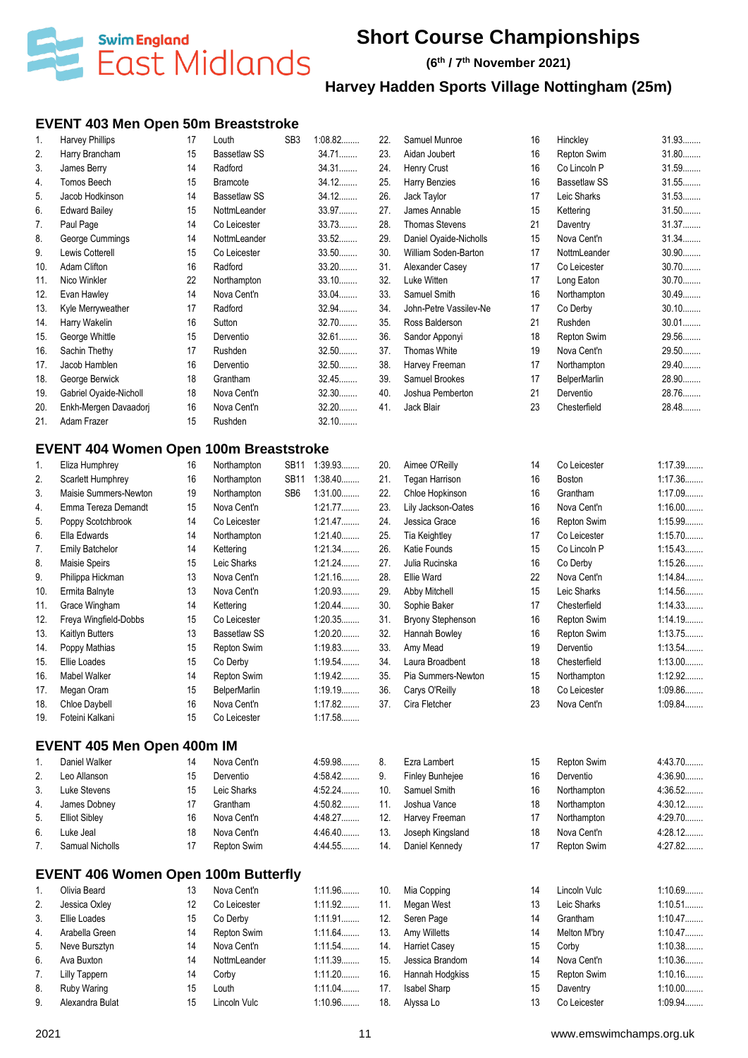# Short Course Championships

**(6th / 7th November 2021)**

## Harvey Hadden Sports Village Nottingham (25m)

### EVENT 403 Men Open 50m Breaststroke

| Pos | Name | Age | Club | Class | Time |
|---|---|---|---|---|---|
| 1. | Harvey Phillips | 17 | Louth | SB3 | 1:08.82........ |
| 2. | Harry Brancham | 15 | Bassetlaw SS | | 34.71........ |
| 3. | James Berry | 14 | Radford | | 34.31........ |
| 4. | Tomos Beech | 15 | Bramcote | | 34.12........ |
| 5. | Jacob Hodkinson | 14 | Bassetlaw SS | | 34.12........ |
| 6. | Edward Bailey | 15 | NottmLeander | | 33.97........ |
| 7. | Paul Page | 14 | Co Leicester | | 33.73........ |
| 8. | George Cummings | 14 | NottmLeander | | 33.52........ |
| 9. | Lewis Cotterell | 15 | Co Leicester | | 33.50........ |
| 10. | Adam Clifton | 16 | Radford | | 33.20........ |
| 11. | Nico Winkler | 22 | Northampton | | 33.10........ |
| 12. | Evan Hawley | 14 | Nova Cent'n | | 33.04........ |
| 13. | Kyle Merryweather | 17 | Radford | | 32.94........ |
| 14. | Harry Wakelin | 16 | Sutton | | 32.70........ |
| 15. | George Whittle | 15 | Derventio | | 32.61........ |
| 16. | Sachin Thethy | 17 | Rushden | | 32.50........ |
| 17. | Jacob Hamblen | 16 | Derventio | | 32.50........ |
| 18. | George Berwick | 18 | Grantham | | 32.45........ |
| 19. | Gabriel Oyaide-Nicholl | 18 | Nova Cent'n | | 32.30........ |
| 20. | Enkh-Mergen Davaadorj | 16 | Nova Cent'n | | 32.20........ |
| 21. | Adam Frazer | 15 | Rushden | | 32.10........ |
| 22. | Samuel Munroe | 16 | Hinckley | | 31.93........ |
| 23. | Aidan Joubert | 16 | Repton Swim | | 31.80........ |
| 24. | Henry Crust | 16 | Co Lincoln P | | 31.59........ |
| 25. | Harry Benzies | 16 | Bassetlaw SS | | 31.55........ |
| 26. | Jack Taylor | 17 | Leic Sharks | | 31.53........ |
| 27. | James Annable | 15 | Kettering | | 31.50........ |
| 28. | Thomas Stevens | 21 | Daventry | | 31.37........ |
| 29. | Daniel Oyaide-Nicholls | 15 | Nova Cent'n | | 31.34........ |
| 30. | William Soden-Barton | 17 | NottmLeander | | 30.90........ |
| 31. | Alexander Casey | 17 | Co Leicester | | 30.70........ |
| 32. | Luke Witten | 17 | Long Eaton | | 30.70........ |
| 33. | Samuel Smith | 16 | Northampton | | 30.49........ |
| 34. | John-Petre Vassilev-Ne | 17 | Co Derby | | 30.10........ |
| 35. | Ross Balderson | 21 | Rushden | | 30.01........ |
| 36. | Sandor Apponyi | 18 | Repton Swim | | 29.56........ |
| 37. | Thomas White | 19 | Nova Cent'n | | 29.50........ |
| 38. | Harvey Freeman | 17 | Northampton | | 29.40........ |
| 39. | Samuel Brookes | 17 | BelperMarlin | | 28.90........ |
| 40. | Joshua Pemberton | 21 | Derventio | | 28.76........ |
| 41. | Jack Blair | 23 | Chesterfield | | 28.48........ |

### EVENT 404 Women Open 100m Breaststroke

| Pos | Name | Age | Club | Class | Time |
|---|---|---|---|---|---|
| 1. | Eliza Humphrey | 16 | Northampton | SB11 | 1:39.93........ |
| 2. | Scarlett Humphrey | 16 | Northampton | SB11 | 1:38.40........ |
| 3. | Maisie Summers-Newton | 19 | Northampton | SB6 | 1:31.00........ |
| 4. | Emma Tereza Demandt | 15 | Nova Cent'n | | 1:21.77........ |
| 5. | Poppy Scotchbrook | 14 | Co Leicester | | 1:21.47........ |
| 6. | Ella Edwards | 14 | Northampton | | 1:21.40........ |
| 7. | Emily Batchelor | 14 | Kettering | | 1:21.34........ |
| 8. | Maisie Speirs | 15 | Leic Sharks | | 1:21.24........ |
| 9. | Philippa Hickman | 13 | Nova Cent'n | | 1:21.16........ |
| 10. | Ermita Balnyte | 13 | Nova Cent'n | | 1:20.93........ |
| 11. | Grace Wingham | 14 | Kettering | | 1:20.44........ |
| 12. | Freya Wingfield-Dobbs | 15 | Co Leicester | | 1:20.35........ |
| 13. | Kaitlyn Butters | 13 | Bassetlaw SS | | 1:20.20........ |
| 14. | Poppy Mathias | 15 | Repton Swim | | 1:19.83........ |
| 15. | Ellie Loades | 15 | Co Derby | | 1:19.54........ |
| 16. | Mabel Walker | 14 | Repton Swim | | 1:19.42........ |
| 17. | Megan Oram | 15 | BelperMarlin | | 1:19.19........ |
| 18. | Chloe Daybell | 16 | Nova Cent'n | | 1:17.82........ |
| 19. | Foteini Kalkani | 15 | Co Leicester | | 1:17.58........ |
| 20. | Aimee O'Reilly | 14 | Co Leicester | | 1:17.39........ |
| 21. | Tegan Harrison | 16 | Boston | | 1:17.36........ |
| 22. | Chloe Hopkinson | 16 | Grantham | | 1:17.09........ |
| 23. | Lily Jackson-Oates | 16 | Nova Cent'n | | 1:16.00........ |
| 24. | Jessica Grace | 16 | Repton Swim | | 1:15.99........ |
| 25. | Tia Keightley | 17 | Co Leicester | | 1:15.70........ |
| 26. | Katie Founds | 15 | Co Lincoln P | | 1:15.43........ |
| 27. | Julia Rucinska | 16 | Co Derby | | 1:15.26........ |
| 28. | Ellie Ward | 22 | Nova Cent'n | | 1:14.84........ |
| 29. | Abby Mitchell | 15 | Leic Sharks | | 1:14.56........ |
| 30. | Sophie Baker | 17 | Chesterfield | | 1:14.33........ |
| 31. | Bryony Stephenson | 16 | Repton Swim | | 1:14.19........ |
| 32. | Hannah Bowley | 16 | Repton Swim | | 1:13.75........ |
| 33. | Amy Mead | 19 | Derventio | | 1:13.54........ |
| 34. | Laura Broadbent | 18 | Chesterfield | | 1:13.00........ |
| 35. | Pia Summers-Newton | 15 | Northampton | | 1:12.92........ |
| 36. | Carys O'Reilly | 18 | Co Leicester | | 1:09.86........ |
| 37. | Cira Fletcher | 23 | Nova Cent'n | | 1:09.84........ |

### EVENT 405 Men Open 400m IM

| Pos | Name | Age | Club | Time |
|---|---|---|---|---|
| 1. | Daniel Walker | 14 | Nova Cent'n | 4:59.98........ |
| 2. | Leo Allanson | 15 | Derventio | 4:58.42........ |
| 3. | Luke Stevens | 15 | Leic Sharks | 4:52.24........ |
| 4. | James Dobney | 17 | Grantham | 4:50.82........ |
| 5. | Elliot Sibley | 16 | Nova Cent'n | 4:48.27........ |
| 6. | Luke Jeal | 18 | Nova Cent'n | 4:46.40........ |
| 7. | Samual Nicholls | 17 | Repton Swim | 4:44.55........ |
| 8. | Ezra Lambert | 15 | Repton Swim | 4:43.70........ |
| 9. | Finley Bunhejee | 16 | Derventio | 4:36.90........ |
| 10. | Samuel Smith | 16 | Northampton | 4:36.52........ |
| 11. | Joshua Vance | 18 | Northampton | 4:30.12........ |
| 12. | Harvey Freeman | 17 | Northampton | 4:29.70........ |
| 13. | Joseph Kingsland | 18 | Nova Cent'n | 4:28.12........ |
| 14. | Daniel Kennedy | 17 | Repton Swim | 4:27.82........ |

### EVENT 406 Women Open 100m Butterfly

| Pos | Name | Age | Club | Time |
|---|---|---|---|---|
| 1. | Olivia Beard | 13 | Nova Cent'n | 1:11.96........ |
| 2. | Jessica Oxley | 12 | Co Leicester | 1:11.92........ |
| 3. | Ellie Loades | 15 | Co Derby | 1:11.91........ |
| 4. | Arabella Green | 14 | Repton Swim | 1:11.64........ |
| 5. | Neve Bursztyn | 14 | Nova Cent'n | 1:11.54........ |
| 6. | Ava Buxton | 14 | NottmLeander | 1:11.39........ |
| 7. | Lilly Tappern | 14 | Corby | 1:11.20........ |
| 8. | Ruby Waring | 15 | Louth | 1:11.04........ |
| 9. | Alexandra Bulat | 15 | Lincoln Vulc | 1:10.96........ |
| 10. | Mia Copping | 14 | Lincoln Vulc | 1:10.69........ |
| 11. | Megan West | 13 | Leic Sharks | 1:10.51........ |
| 12. | Seren Page | 14 | Grantham | 1:10.47........ |
| 13. | Amy Willetts | 14 | Melton M'bry | 1:10.47........ |
| 14. | Harriet Casey | 15 | Corby | 1:10.38........ |
| 15. | Jessica Brandom | 14 | Nova Cent'n | 1:10.36........ |
| 16. | Hannah Hodgkiss | 15 | Repton Swim | 1:10.16........ |
| 17. | Isabel Sharp | 15 | Daventry | 1:10.00........ |
| 18. | Alyssa Lo | 13 | Co Leicester | 1:09.94........ |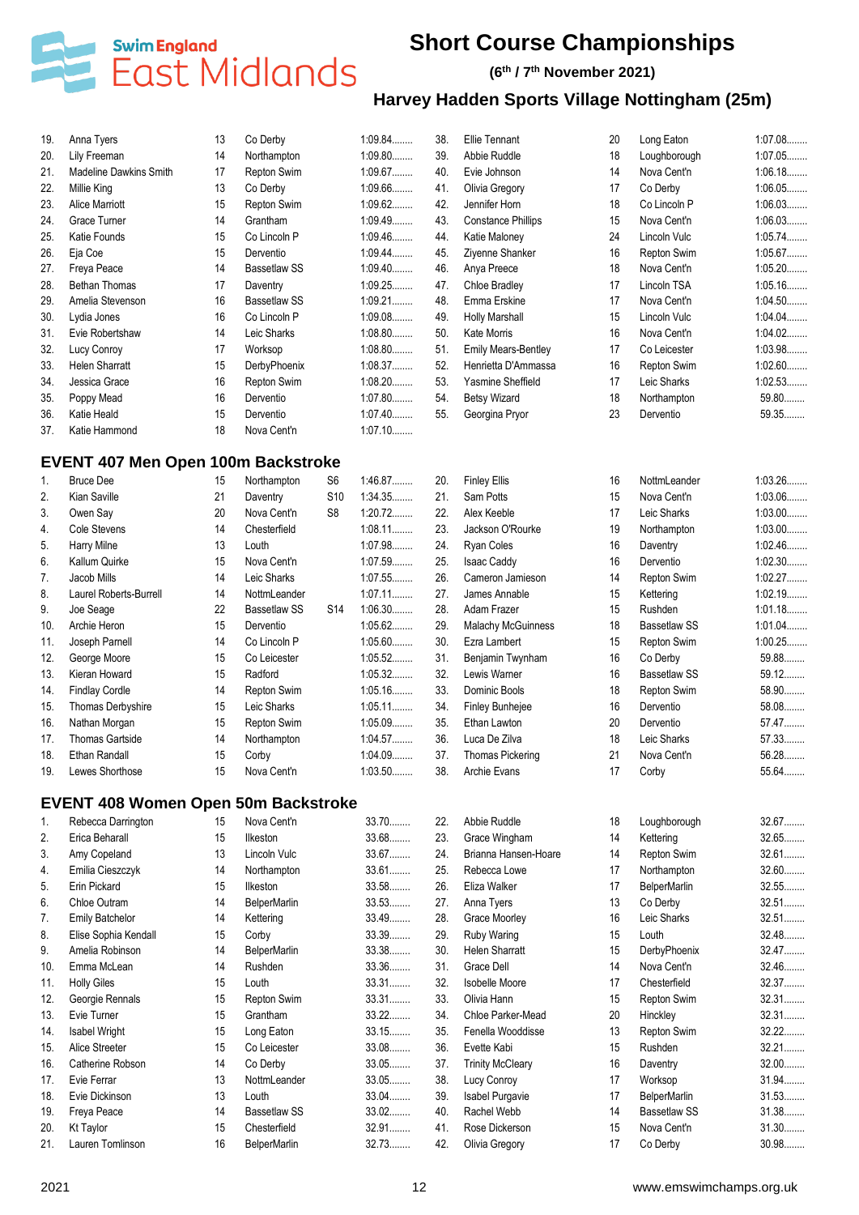# Short Course Championships

**(6th / 7th November 2021)**

**Harvey Hadden Sports Village Nottingham (25m)**

| | | | | | |
|---|---|---|---|---|---|
| 19. | Anna Tyers | 13 | Co Derby | | 1:09.84........ |
| 20. | Lily Freeman | 14 | Northampton | | 1:09.80........ |
| 21. | Madeline Dawkins Smith | 17 | Repton Swim | | 1:09.67........ |
| 22. | Millie King | 13 | Co Derby | | 1:09.66........ |
| 23. | Alice Marriott | 15 | Repton Swim | | 1:09.62........ |
| 24. | Grace Turner | 14 | Grantham | | 1:09.49........ |
| 25. | Katie Founds | 15 | Co Lincoln P | | 1:09.46........ |
| 26. | Eja Coe | 15 | Derventio | | 1:09.44........ |
| 27. | Freya Peace | 14 | Bassetlaw SS | | 1:09.40........ |
| 28. | Bethan Thomas | 17 | Daventry | | 1:09.25........ |
| 29. | Amelia Stevenson | 16 | Bassetlaw SS | | 1:09.21........ |
| 30. | Lydia Jones | 16 | Co Lincoln P | | 1:09.08........ |
| 31. | Evie Robertshaw | 14 | Leic Sharks | | 1:08.80........ |
| 32. | Lucy Conroy | 17 | Worksop | | 1:08.80........ |
| 33. | Helen Sharratt | 15 | DerbyPhoenix | | 1:08.37........ |
| 34. | Jessica Grace | 16 | Repton Swim | | 1:08.20........ |
| 35. | Poppy Mead | 16 | Derventio | | 1:07.80........ |
| 36. | Katie Heald | 15 | Derventio | | 1:07.40........ |
| 37. | Katie Hammond | 18 | Nova Cent'n | | 1:07.10........ |
| 38. | Ellie Tennant | 20 | Long Eaton | | 1:07.08........ |
| 39. | Abbie Ruddle | 18 | Loughborough | | 1:07.05........ |
| 40. | Evie Johnson | 14 | Nova Cent'n | | 1:06.18........ |
| 41. | Olivia Gregory | 17 | Co Derby | | 1:06.05........ |
| 42. | Jennifer Horn | 18 | Co Lincoln P | | 1:06.03........ |
| 43. | Constance Phillips | 15 | Nova Cent'n | | 1:06.03........ |
| 44. | Katie Maloney | 24 | Lincoln Vulc | | 1:05.74........ |
| 45. | Ziyenne Shanker | 16 | Repton Swim | | 1:05.67........ |
| 46. | Anya Preece | 18 | Nova Cent'n | | 1:05.20........ |
| 47. | Chloe Bradley | 17 | Lincoln TSA | | 1:05.16........ |
| 48. | Emma Erskine | 17 | Nova Cent'n | | 1:04.50........ |
| 49. | Holly Marshall | 15 | Lincoln Vulc | | 1:04.04........ |
| 50. | Kate Morris | 16 | Nova Cent'n | | 1:04.02........ |
| 51. | Emily Mears-Bentley | 17 | Co Leicester | | 1:03.98........ |
| 52. | Henrietta D'Ammassa | 16 | Repton Swim | | 1:02.60........ |
| 53. | Yasmine Sheffield | 17 | Leic Sharks | | 1:02.53........ |
| 54. | Betsy Wizard | 18 | Northampton | | 59.80........ |
| 55. | Georgina Pryor | 23 | Derventio | | 59.35........ |

## EVENT 407 Men Open 100m Backstroke

| | | | | | |
|---|---|---|---|---|---|
| 1. | Bruce Dee | 15 | Northampton | S6 | 1:46.87........ |
| 2. | Kian Saville | 21 | Daventry | S10 | 1:34.35........ |
| 3. | Owen Say | 20 | Nova Cent'n | S8 | 1:20.72........ |
| 4. | Cole Stevens | 14 | Chesterfield | | 1:08.11........ |
| 5. | Harry Milne | 13 | Louth | | 1:07.98........ |
| 6. | Kallum Quirke | 15 | Nova Cent'n | | 1:07.59........ |
| 7. | Jacob Mills | 14 | Leic Sharks | | 1:07.55........ |
| 8. | Laurel Roberts-Burrell | 14 | NottmLeander | | 1:07.11........ |
| 9. | Joe Seage | 22 | Bassetlaw SS | S14 | 1:06.30........ |
| 10. | Archie Heron | 15 | Derventio | | 1:05.62........ |
| 11. | Joseph Parnell | 14 | Co Lincoln P | | 1:05.60........ |
| 12. | George Moore | 15 | Co Leicester | | 1:05.52........ |
| 13. | Kieran Howard | 15 | Radford | | 1:05.32........ |
| 14. | Findlay Cordle | 14 | Repton Swim | | 1:05.16........ |
| 15. | Thomas Derbyshire | 15 | Leic Sharks | | 1:05.11........ |
| 16. | Nathan Morgan | 15 | Repton Swim | | 1:05.09........ |
| 17. | Thomas Gartside | 14 | Northampton | | 1:04.57........ |
| 18. | Ethan Randall | 15 | Corby | | 1:04.09........ |
| 19. | Lewes Shorthose | 15 | Nova Cent'n | | 1:03.50........ |
| 20. | Finley Ellis | 16 | NottmLeander | | 1:03.26........ |
| 21. | Sam Potts | 15 | Nova Cent'n | | 1:03.06........ |
| 22. | Alex Keeble | 17 | Leic Sharks | | 1:03.00........ |
| 23. | Jackson O'Rourke | 19 | Northampton | | 1:03.00........ |
| 24. | Ryan Coles | 16 | Daventry | | 1:02.46........ |
| 25. | Isaac Caddy | 16 | Derventio | | 1:02.30........ |
| 26. | Cameron Jamieson | 14 | Repton Swim | | 1:02.27........ |
| 27. | James Annable | 15 | Kettering | | 1:02.19........ |
| 28. | Adam Frazer | 15 | Rushden | | 1:01.18........ |
| 29. | Malachy McGuinness | 18 | Bassetlaw SS | | 1:01.04........ |
| 30. | Ezra Lambert | 15 | Repton Swim | | 1:00.25........ |
| 31. | Benjamin Twynham | 16 | Co Derby | | 59.88........ |
| 32. | Lewis Warner | 16 | Bassetlaw SS | | 59.12........ |
| 33. | Dominic Bools | 18 | Repton Swim | | 58.90........ |
| 34. | Finley Bunhejee | 16 | Derventio | | 58.08........ |
| 35. | Ethan Lawton | 20 | Derventio | | 57.47........ |
| 36. | Luca De Zilva | 18 | Leic Sharks | | 57.33........ |
| 37. | Thomas Pickering | 21 | Nova Cent'n | | 56.28........ |
| 38. | Archie Evans | 17 | Corby | | 55.64........ |

## EVENT 408 Women Open 50m Backstroke

| | | | | |
|---|---|---|---|---|
| 1. | Rebecca Darrington | 15 | Nova Cent'n | 33.70........ |
| 2. | Erica Beharall | 15 | Ilkeston | 33.68........ |
| 3. | Amy Copeland | 13 | Lincoln Vulc | 33.67........ |
| 4. | Emilia Cieszczyk | 14 | Northampton | 33.61........ |
| 5. | Erin Pickard | 15 | Ilkeston | 33.58........ |
| 6. | Chloe Outram | 14 | BelperMarlin | 33.53........ |
| 7. | Emily Batchelor | 14 | Kettering | 33.49........ |
| 8. | Elise Sophia Kendall | 15 | Corby | 33.39........ |
| 9. | Amelia Robinson | 14 | BelperMarlin | 33.38........ |
| 10. | Emma McLean | 14 | Rushden | 33.36........ |
| 11. | Holly Giles | 15 | Louth | 33.31........ |
| 12. | Georgie Rennals | 15 | Repton Swim | 33.31........ |
| 13. | Evie Turner | 15 | Grantham | 33.22........ |
| 14. | Isabel Wright | 15 | Long Eaton | 33.15........ |
| 15. | Alice Streeter | 15 | Co Leicester | 33.08........ |
| 16. | Catherine Robson | 14 | Co Derby | 33.05........ |
| 17. | Evie Ferrar | 13 | NottmLeander | 33.05........ |
| 18. | Evie Dickinson | 13 | Louth | 33.04........ |
| 19. | Freya Peace | 14 | Bassetlaw SS | 33.02........ |
| 20. | Kt Taylor | 15 | Chesterfield | 32.91........ |
| 21. | Lauren Tomlinson | 16 | BelperMarlin | 32.73........ |
| 22. | Abbie Ruddle | 18 | Loughborough | 32.67........ |
| 23. | Grace Wingham | 14 | Kettering | 32.65........ |
| 24. | Brianna Hansen-Hoare | 14 | Repton Swim | 32.61........ |
| 25. | Rebecca Lowe | 17 | Northampton | 32.60........ |
| 26. | Eliza Walker | 17 | BelperMarlin | 32.55........ |
| 27. | Anna Tyers | 13 | Co Derby | 32.51........ |
| 28. | Grace Moorley | 16 | Leic Sharks | 32.51........ |
| 29. | Ruby Waring | 15 | Louth | 32.48........ |
| 30. | Helen Sharratt | 15 | DerbyPhoenix | 32.47........ |
| 31. | Grace Dell | 14 | Nova Cent'n | 32.46........ |
| 32. | Isobelle Moore | 17 | Chesterfield | 32.37........ |
| 33. | Olivia Hann | 15 | Repton Swim | 32.31........ |
| 34. | Chloe Parker-Mead | 20 | Hinckley | 32.31........ |
| 35. | Fenella Wooddisse | 13 | Repton Swim | 32.22........ |
| 36. | Evette Kabi | 15 | Rushden | 32.21........ |
| 37. | Trinity McCleary | 16 | Daventry | 32.00........ |
| 38. | Lucy Conroy | 17 | Worksop | 31.94........ |
| 39. | Isabel Purgavie | 17 | BelperMarlin | 31.53........ |
| 40. | Rachel Webb | 14 | Bassetlaw SS | 31.38........ |
| 41. | Rose Dickerson | 15 | Nova Cent'n | 31.30........ |
| 42. | Olivia Gregory | 17 | Co Derby | 30.98........ |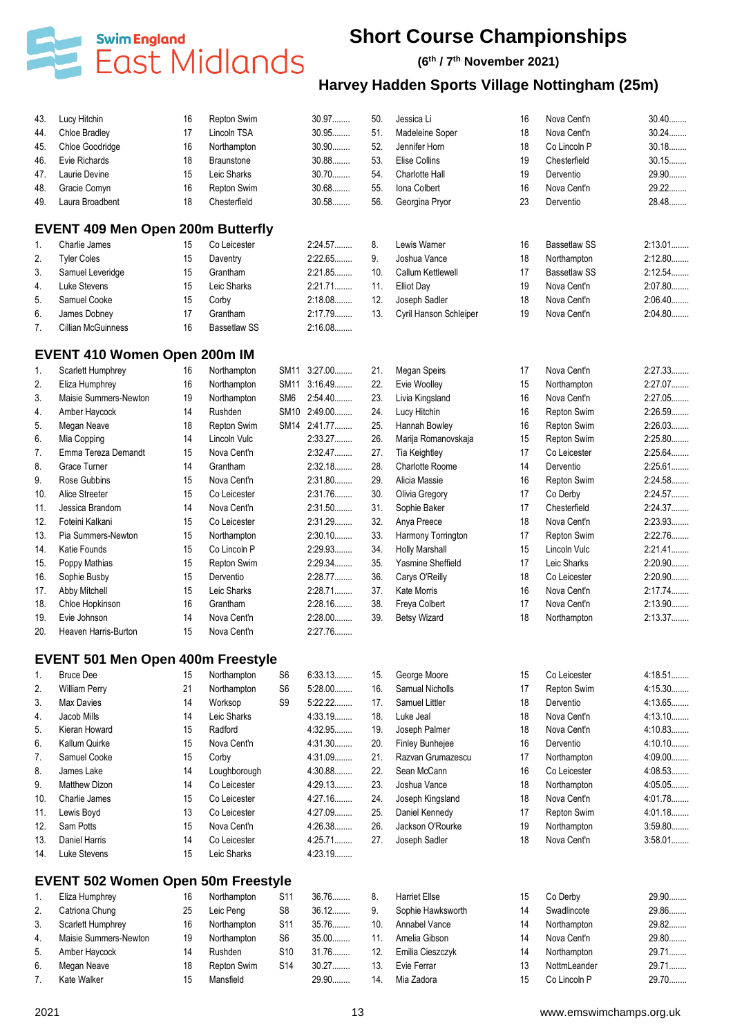# Short Course Championships

**(6th / 7th November 2021)**

**Harvey Hadden Sports Village Nottingham (25m)**

| | Name | Age | Club | | Time |
|---|---|---|---|---|---|
| 43. | Lucy Hitchin | 16 | Repton Swim | | 30.97........ |
| 44. | Chloe Bradley | 17 | Lincoln TSA | | 30.95........ |
| 45. | Chloe Goodridge | 16 | Northampton | | 30.90........ |
| 46. | Evie Richards | 18 | Braunstone | | 30.88........ |
| 47. | Laurie Devine | 15 | Leic Sharks | | 30.70........ |
| 48. | Gracie Comyn | 16 | Repton Swim | | 30.68........ |
| 49. | Laura Broadbent | 18 | Chesterfield | | 30.58........ |
| 50. | Jessica Li | 16 | Nova Cent'n | | 30.40........ |
| 51. | Madeleine Soper | 18 | Nova Cent'n | | 30.24........ |
| 52. | Jennifer Horn | 18 | Co Lincoln P | | 30.18........ |
| 53. | Elise Collins | 19 | Chesterfield | | 30.15........ |
| 54. | Charlotte Hall | 19 | Derventio | | 29.90........ |
| 55. | Iona Colbert | 16 | Nova Cent'n | | 29.22........ |
| 56. | Georgina Pryor | 23 | Derventio | | 28.48........ |

## EVENT 409 Men Open 200m Butterfly

| | Name | Age | Club | | Time |
|---|---|---|---|---|---|
| 1. | Charlie James | 15 | Co Leicester | | 2:24.57........ |
| 2. | Tyler Coles | 15 | Daventry | | 2:22.65........ |
| 3. | Samuel Leveridge | 15 | Grantham | | 2:21.85........ |
| 4. | Luke Stevens | 15 | Leic Sharks | | 2:21.71........ |
| 5. | Samuel Cooke | 15 | Corby | | 2:18.08........ |
| 6. | James Dobney | 17 | Grantham | | 2:17.79........ |
| 7. | Cillian McGuinness | 16 | Bassetlaw SS | | 2:16.08........ |
| 8. | Lewis Warner | 16 | Bassetlaw SS | | 2:13.01........ |
| 9. | Joshua Vance | 18 | Northampton | | 2:12.80........ |
| 10. | Callum Kettlewell | 17 | Bassetlaw SS | | 2:12.54........ |
| 11. | Elliot Day | 19 | Nova Cent'n | | 2:07.80........ |
| 12. | Joseph Sadler | 18 | Nova Cent'n | | 2:06.40........ |
| 13. | Cyril Hanson Schleiper | 19 | Nova Cent'n | | 2:04.80........ |

## EVENT 410 Women Open 200m IM

| | Name | Age | Club | | Time |
|---|---|---|---|---|---|
| 1. | Scarlett Humphrey | 16 | Northampton | SM11 | 3:27.00........ |
| 2. | Eliza Humphrey | 16 | Northampton | SM11 | 3:16.49........ |
| 3. | Maisie Summers-Newton | 19 | Northampton | SM6 | 2:54.40........ |
| 4. | Amber Haycock | 14 | Rushden | SM10 | 2:49.00........ |
| 5. | Megan Neave | 18 | Repton Swim | SM14 | 2:41.77........ |
| 6. | Mia Copping | 14 | Lincoln Vulc | | 2:33.27........ |
| 7. | Emma Tereza Demandt | 15 | Nova Cent'n | | 2:32.47........ |
| 8. | Grace Turner | 14 | Grantham | | 2:32.18........ |
| 9. | Rose Gubbins | 15 | Nova Cent'n | | 2:31.80........ |
| 10. | Alice Streeter | 15 | Co Leicester | | 2:31.76........ |
| 11. | Jessica Brandom | 14 | Nova Cent'n | | 2:31.50........ |
| 12. | Foteini Kalkani | 15 | Co Leicester | | 2:31.29........ |
| 13. | Pia Summers-Newton | 15 | Northampton | | 2:30.10........ |
| 14. | Katie Founds | 15 | Co Lincoln P | | 2:29.93........ |
| 15. | Poppy Mathias | 15 | Repton Swim | | 2:29.34........ |
| 16. | Sophie Busby | 15 | Derventio | | 2:28.77........ |
| 17. | Abby Mitchell | 15 | Leic Sharks | | 2:28.71........ |
| 18. | Chloe Hopkinson | 16 | Grantham | | 2:28.16........ |
| 19. | Evie Johnson | 14 | Nova Cent'n | | 2:28.00........ |
| 20. | Heaven Harris-Burton | 15 | Nova Cent'n | | 2:27.76........ |
| 21. | Megan Speirs | 17 | Nova Cent'n | | 2:27.33........ |
| 22. | Evie Woolley | 15 | Northampton | | 2:27.07........ |
| 23. | Livia Kingsland | 16 | Nova Cent'n | | 2:27.05........ |
| 24. | Lucy Hitchin | 16 | Repton Swim | | 2:26.59........ |
| 25. | Hannah Bowley | 16 | Repton Swim | | 2:26.03........ |
| 26. | Marija Romanovskaja | 15 | Repton Swim | | 2:25.80........ |
| 27. | Tia Keightley | 17 | Co Leicester | | 2:25.64........ |
| 28. | Charlotte Roome | 14 | Derventio | | 2:25.61........ |
| 29. | Alicia Massie | 16 | Repton Swim | | 2:24.58........ |
| 30. | Olivia Gregory | 17 | Co Derby | | 2:24.57........ |
| 31. | Sophie Baker | 17 | Chesterfield | | 2:24.37........ |
| 32. | Anya Preece | 18 | Nova Cent'n | | 2:23.93........ |
| 33. | Harmony Torrington | 17 | Repton Swim | | 2:22.76........ |
| 34. | Holly Marshall | 15 | Lincoln Vulc | | 2:21.41........ |
| 35. | Yasmine Sheffield | 17 | Leic Sharks | | 2:20.90........ |
| 36. | Carys O'Reilly | 18 | Co Leicester | | 2:20.90........ |
| 37. | Kate Morris | 16 | Nova Cent'n | | 2:17.74........ |
| 38. | Freya Colbert | 17 | Nova Cent'n | | 2:13.90........ |
| 39. | Betsy Wizard | 18 | Northampton | | 2:13.37........ |

## EVENT 501 Men Open 400m Freestyle

| | Name | Age | Club | | Time |
|---|---|---|---|---|---|
| 1. | Bruce Dee | 15 | Northampton | S6 | 6:33.13........ |
| 2. | William Perry | 21 | Northampton | S6 | 5:28.00........ |
| 3. | Max Davies | 14 | Worksop | S9 | 5:22.22........ |
| 4. | Jacob Mills | 14 | Leic Sharks | | 4:33.19........ |
| 5. | Kieran Howard | 15 | Radford | | 4:32.95........ |
| 6. | Kallum Quirke | 15 | Nova Cent'n | | 4:31.30........ |
| 7. | Samuel Cooke | 15 | Corby | | 4:31.09........ |
| 8. | James Lake | 14 | Loughborough | | 4:30.88........ |
| 9. | Matthew Dizon | 14 | Co Leicester | | 4:29.13........ |
| 10. | Charlie James | 15 | Co Leicester | | 4:27.16........ |
| 11. | Lewis Boyd | 13 | Co Leicester | | 4:27.09........ |
| 12. | Sam Potts | 15 | Nova Cent'n | | 4:26.38........ |
| 13. | Daniel Harris | 14 | Co Leicester | | 4:25.71........ |
| 14. | Luke Stevens | 15 | Leic Sharks | | 4:23.19........ |
| 15. | George Moore | 15 | Co Leicester | | 4:18.51........ |
| 16. | Samual Nicholls | 17 | Repton Swim | | 4:15.30........ |
| 17. | Samuel Littler | 18 | Derventio | | 4:13.65........ |
| 18. | Luke Jeal | 18 | Nova Cent'n | | 4:13.10........ |
| 19. | Joseph Palmer | 18 | Nova Cent'n | | 4:10.83........ |
| 20. | Finley Bunhejee | 16 | Derventio | | 4:10.10........ |
| 21. | Razvan Grumazescu | 17 | Northampton | | 4:09.00........ |
| 22. | Sean McCann | 16 | Co Leicester | | 4:08.53........ |
| 23. | Joshua Vance | 18 | Northampton | | 4:05.05........ |
| 24. | Joseph Kingsland | 18 | Nova Cent'n | | 4:01.78........ |
| 25. | Daniel Kennedy | 17 | Repton Swim | | 4:01.18........ |
| 26. | Jackson O'Rourke | 19 | Northampton | | 3:59.80........ |
| 27. | Joseph Sadler | 18 | Nova Cent'n | | 3:58.01........ |

## EVENT 502 Women Open 50m Freestyle

| | Name | Age | Club | | Time |
|---|---|---|---|---|---|
| 1. | Eliza Humphrey | 16 | Northampton | S11 | 36.76........ |
| 2. | Catriona Chung | 25 | Leic Peng | S8 | 36.12........ |
| 3. | Scarlett Humphrey | 16 | Northampton | S11 | 35.76........ |
| 4. | Maisie Summers-Newton | 19 | Northampton | S6 | 35.00........ |
| 5. | Amber Haycock | 14 | Rushden | S10 | 31.76........ |
| 6. | Megan Neave | 18 | Repton Swim | S14 | 30.27........ |
| 7. | Kate Walker | 15 | Mansfield | | 29.90........ |
| 8. | Harriet Ellse | 15 | Co Derby | | 29.90........ |
| 9. | Sophie Hawksworth | 14 | Swadlincote | | 29.86........ |
| 10. | Annabel Vance | 14 | Northampton | | 29.82........ |
| 11. | Amelia Gibson | 14 | Nova Cent'n | | 29.80........ |
| 12. | Emilia Cieszczyk | 14 | Northampton | | 29.71........ |
| 13. | Evie Ferrar | 13 | NottmLeander | | 29.71........ |
| 14. | Mia Zadora | 15 | Co Lincoln P | | 29.70........ |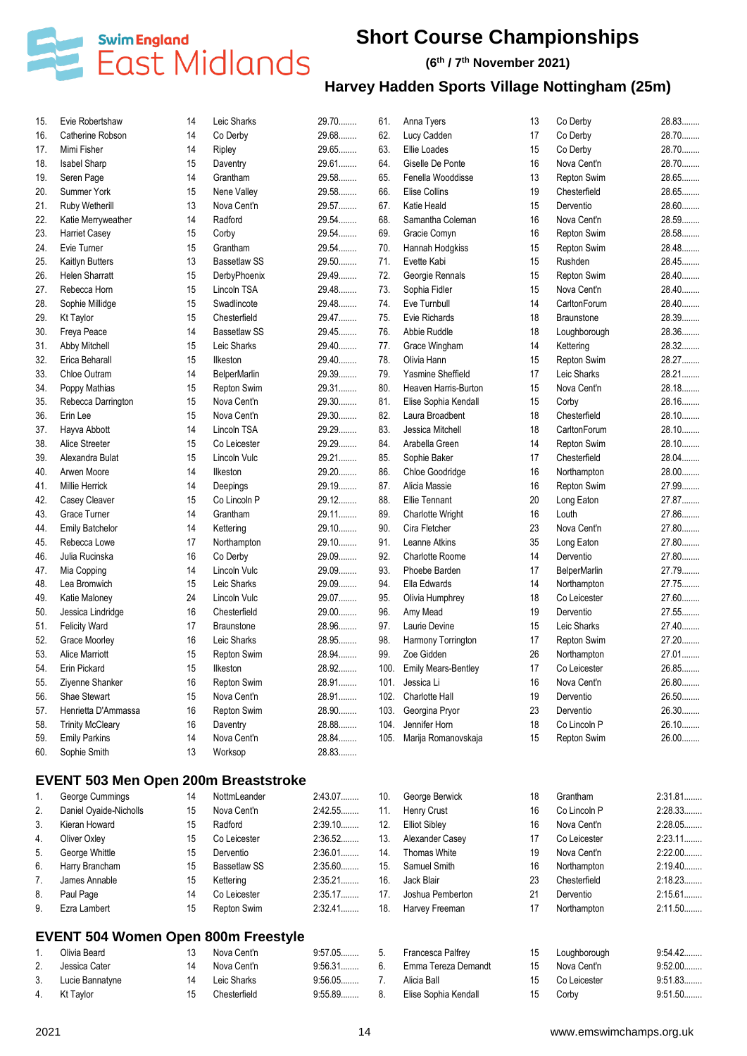# Short Course Championships

**(6th / 7th November 2021)**

**Harvey Hadden Sports Village Nottingham (25m)**

| | | | | |
|---|---|---|---|---|
| 15. | Evie Robertshaw | 14 | Leic Sharks | 29.70........ |
| 16. | Catherine Robson | 14 | Co Derby | 29.68........ |
| 17. | Mimi Fisher | 14 | Ripley | 29.65........ |
| 18. | Isabel Sharp | 15 | Daventry | 29.61........ |
| 19. | Seren Page | 14 | Grantham | 29.58........ |
| 20. | Summer York | 15 | Nene Valley | 29.58........ |
| 21. | Ruby Wetherill | 13 | Nova Cent'n | 29.57........ |
| 22. | Katie Merryweather | 14 | Radford | 29.54........ |
| 23. | Harriet Casey | 15 | Corby | 29.54........ |
| 24. | Evie Turner | 15 | Grantham | 29.54........ |
| 25. | Kaitlyn Butters | 13 | Bassetlaw SS | 29.50........ |
| 26. | Helen Sharratt | 15 | DerbyPhoenix | 29.49........ |
| 27. | Rebecca Horn | 15 | Lincoln TSA | 29.48........ |
| 28. | Sophie Millidge | 15 | Swadlincote | 29.48........ |
| 29. | Kt Taylor | 15 | Chesterfield | 29.47........ |
| 30. | Freya Peace | 14 | Bassetlaw SS | 29.45........ |
| 31. | Abby Mitchell | 15 | Leic Sharks | 29.40........ |
| 32. | Erica Beharall | 15 | Ilkeston | 29.40........ |
| 33. | Chloe Outram | 14 | BelperMarlin | 29.39........ |
| 34. | Poppy Mathias | 15 | Repton Swim | 29.31........ |
| 35. | Rebecca Darrington | 15 | Nova Cent'n | 29.30........ |
| 36. | Erin Lee | 15 | Nova Cent'n | 29.30........ |
| 37. | Hayva Abbott | 14 | Lincoln TSA | 29.29........ |
| 38. | Alice Streeter | 15 | Co Leicester | 29.29........ |
| 39. | Alexandra Bulat | 15 | Lincoln Vulc | 29.21........ |
| 40. | Arwen Moore | 14 | Ilkeston | 29.20........ |
| 41. | Millie Herrick | 14 | Deepings | 29.19........ |
| 42. | Casey Cleaver | 15 | Co Lincoln P | 29.12........ |
| 43. | Grace Turner | 14 | Grantham | 29.11........ |
| 44. | Emily Batchelor | 14 | Kettering | 29.10........ |
| 45. | Rebecca Lowe | 17 | Northampton | 29.10........ |
| 46. | Julia Rucinska | 16 | Co Derby | 29.09........ |
| 47. | Mia Copping | 14 | Lincoln Vulc | 29.09........ |
| 48. | Lea Bromwich | 15 | Leic Sharks | 29.09........ |
| 49. | Katie Maloney | 24 | Lincoln Vulc | 29.07........ |
| 50. | Jessica Lindridge | 16 | Chesterfield | 29.00........ |
| 51. | Felicity Ward | 17 | Braunstone | 28.96........ |
| 52. | Grace Moorley | 16 | Leic Sharks | 28.95........ |
| 53. | Alice Marriott | 15 | Repton Swim | 28.94........ |
| 54. | Erin Pickard | 15 | Ilkeston | 28.92........ |
| 55. | Ziyenne Shanker | 16 | Repton Swim | 28.91........ |
| 56. | Shae Stewart | 15 | Nova Cent'n | 28.91........ |
| 57. | Henrietta D'Ammassa | 16 | Repton Swim | 28.90........ |
| 58. | Trinity McCleary | 16 | Daventry | 28.88........ |
| 59. | Emily Parkins | 14 | Nova Cent'n | 28.84........ |
| 60. | Sophie Smith | 13 | Worksop | 28.83........ |
| 61. | Anna Tyers | 13 | Co Derby | 28.83........ |
| 62. | Lucy Cadden | 17 | Co Derby | 28.70........ |
| 63. | Ellie Loades | 15 | Co Derby | 28.70........ |
| 64. | Giselle De Ponte | 16 | Nova Cent'n | 28.70........ |
| 65. | Fenella Wooddisse | 13 | Repton Swim | 28.65........ |
| 66. | Elise Collins | 19 | Chesterfield | 28.65........ |
| 67. | Katie Heald | 15 | Derventio | 28.60........ |
| 68. | Samantha Coleman | 16 | Nova Cent'n | 28.59........ |
| 69. | Gracie Comyn | 16 | Repton Swim | 28.58........ |
| 70. | Hannah Hodgkiss | 15 | Repton Swim | 28.48........ |
| 71. | Evette Kabi | 15 | Rushden | 28.45........ |
| 72. | Georgie Rennals | 15 | Repton Swim | 28.40........ |
| 73. | Sophia Fidler | 15 | Nova Cent'n | 28.40........ |
| 74. | Eve Turnbull | 14 | CarltonForum | 28.40........ |
| 75. | Evie Richards | 18 | Braunstone | 28.39........ |
| 76. | Abbie Ruddle | 18 | Loughborough | 28.36........ |
| 77. | Grace Wingham | 14 | Kettering | 28.32........ |
| 78. | Olivia Hann | 15 | Repton Swim | 28.27........ |
| 79. | Yasmine Sheffield | 17 | Leic Sharks | 28.21........ |
| 80. | Heaven Harris-Burton | 15 | Nova Cent'n | 28.18........ |
| 81. | Elise Sophia Kendall | 15 | Corby | 28.16........ |
| 82. | Laura Broadbent | 18 | Chesterfield | 28.10........ |
| 83. | Jessica Mitchell | 18 | CarltonForum | 28.10........ |
| 84. | Arabella Green | 14 | Repton Swim | 28.10........ |
| 85. | Sophie Baker | 17 | Chesterfield | 28.04........ |
| 86. | Chloe Goodridge | 16 | Northampton | 28.00........ |
| 87. | Alicia Massie | 16 | Repton Swim | 27.99........ |
| 88. | Ellie Tennant | 20 | Long Eaton | 27.87........ |
| 89. | Charlotte Wright | 16 | Louth | 27.86........ |
| 90. | Cira Fletcher | 23 | Nova Cent'n | 27.80........ |
| 91. | Leanne Atkins | 35 | Long Eaton | 27.80........ |
| 92. | Charlotte Roome | 14 | Derventio | 27.80........ |
| 93. | Phoebe Barden | 17 | BelperMarlin | 27.79........ |
| 94. | Ella Edwards | 14 | Northampton | 27.75........ |
| 95. | Olivia Humphrey | 18 | Co Leicester | 27.60........ |
| 96. | Amy Mead | 19 | Derventio | 27.55........ |
| 97. | Laurie Devine | 15 | Leic Sharks | 27.40........ |
| 98. | Harmony Torrington | 17 | Repton Swim | 27.20........ |
| 99. | Zoe Gidden | 26 | Northampton | 27.01........ |
| 100. | Emily Mears-Bentley | 17 | Co Leicester | 26.85........ |
| 101. | Jessica Li | 16 | Nova Cent'n | 26.80........ |
| 102. | Charlotte Hall | 19 | Derventio | 26.50........ |
| 103. | Georgina Pryor | 23 | Derventio | 26.30........ |
| 104. | Jennifer Horn | 18 | Co Lincoln P | 26.10........ |
| 105. | Marija Romanovskaja | 15 | Repton Swim | 26.00........ |

## EVENT 503 Men Open 200m Breaststroke

| | | | | |
|---|---|---|---|---|
| 1. | George Cummings | 14 | NottmLeander | 2:43.07........ |
| 2. | Daniel Oyaide-Nicholls | 15 | Nova Cent'n | 2:42.55........ |
| 3. | Kieran Howard | 15 | Radford | 2:39.10........ |
| 4. | Oliver Oxley | 15 | Co Leicester | 2:36.52........ |
| 5. | George Whittle | 15 | Derventio | 2:36.01........ |
| 6. | Harry Brancham | 15 | Bassetlaw SS | 2:35.60........ |
| 7. | James Annable | 15 | Kettering | 2:35.21........ |
| 8. | Paul Page | 14 | Co Leicester | 2:35.17........ |
| 9. | Ezra Lambert | 15 | Repton Swim | 2:32.41........ |
| 10. | George Berwick | 18 | Grantham | 2:31.81........ |
| 11. | Henry Crust | 16 | Co Lincoln P | 2:28.33........ |
| 12. | Elliot Sibley | 16 | Nova Cent'n | 2:28.05........ |
| 13. | Alexander Casey | 17 | Co Leicester | 2:23.11........ |
| 14. | Thomas White | 19 | Nova Cent'n | 2:22.00........ |
| 15. | Samuel Smith | 16 | Northampton | 2:19.40........ |
| 16. | Jack Blair | 23 | Chesterfield | 2:18.23........ |
| 17. | Joshua Pemberton | 21 | Derventio | 2:15.61........ |
| 18. | Harvey Freeman | 17 | Northampton | 2:11.50........ |

## EVENT 504 Women Open 800m Freestyle

| | | | | |
|---|---|---|---|---|
| 1. | Olivia Beard | 13 | Nova Cent'n | 9:57.05........ |
| 2. | Jessica Cater | 14 | Nova Cent'n | 9:56.31........ |
| 3. | Lucie Bannatyne | 14 | Leic Sharks | 9:56.05........ |
| 4. | Kt Taylor | 15 | Chesterfield | 9:55.89........ |
| 5. | Francesca Palfrey | 15 | Loughborough | 9:54.42........ |
| 6. | Emma Tereza Demandt | 15 | Nova Cent'n | 9:52.00........ |
| 7. | Alicia Ball | 15 | Co Leicester | 9:51.83........ |
| 8. | Elise Sophia Kendall | 15 | Corby | 9:51.50........ |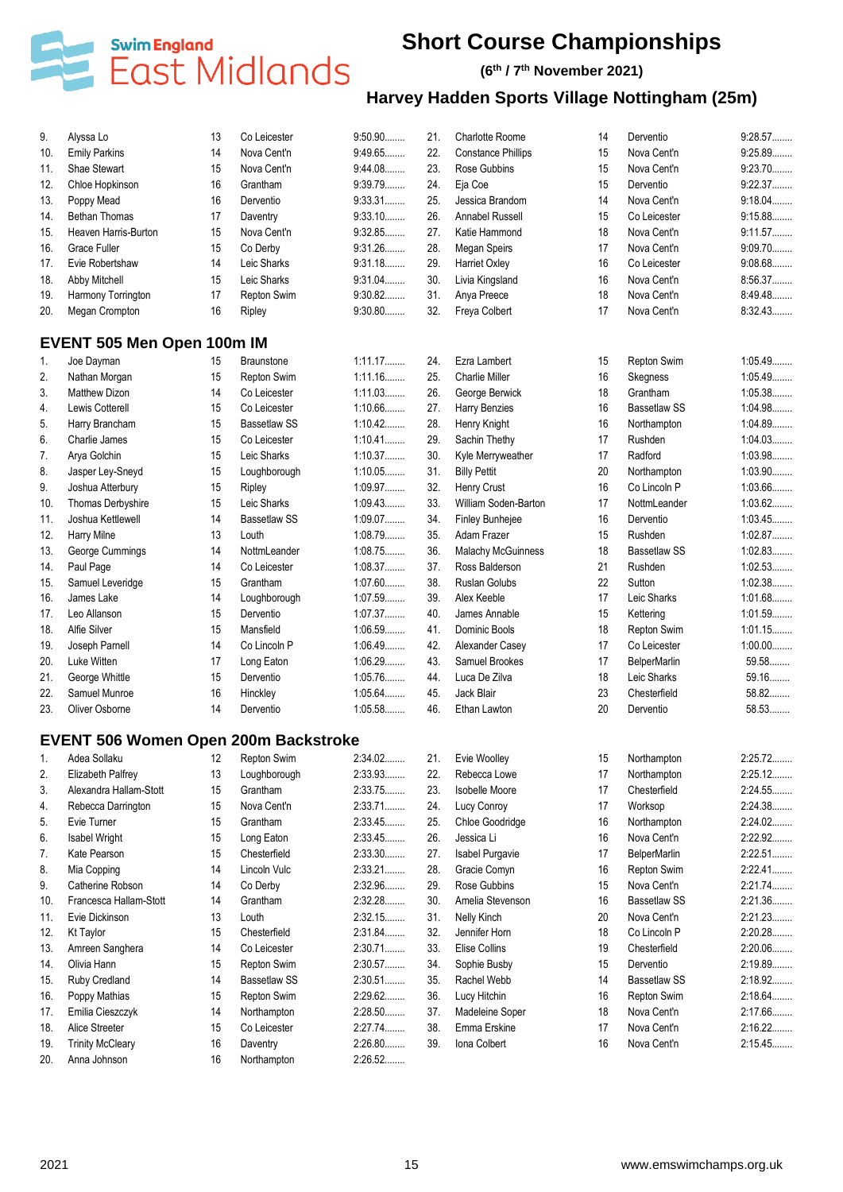# Short Course Championships

**(6th / 7th November 2021)**

## Harvey Hadden Sports Village Nottingham (25m)

| | | | | |
|---|---|---|---|---|
| 9. | Alyssa Lo | 13 | Co Leicester | 9:50.90........ |
| 10. | Emily Parkins | 14 | Nova Cent'n | 9:49.65........ |
| 11. | Shae Stewart | 15 | Nova Cent'n | 9:44.08........ |
| 12. | Chloe Hopkinson | 16 | Grantham | 9:39.79........ |
| 13. | Poppy Mead | 16 | Derventio | 9:33.31........ |
| 14. | Bethan Thomas | 17 | Daventry | 9:33.10........ |
| 15. | Heaven Harris-Burton | 15 | Nova Cent'n | 9:32.85........ |
| 16. | Grace Fuller | 15 | Co Derby | 9:31.26........ |
| 17. | Evie Robertshaw | 14 | Leic Sharks | 9:31.18........ |
| 18. | Abby Mitchell | 15 | Leic Sharks | 9:31.04........ |
| 19. | Harmony Torrington | 17 | Repton Swim | 9:30.82........ |
| 20. | Megan Crompton | 16 | Ripley | 9:30.80........ |
| 21. | Charlotte Roome | 14 | Derventio | 9:28.57........ |
| 22. | Constance Phillips | 15 | Nova Cent'n | 9:25.89........ |
| 23. | Rose Gubbins | 15 | Nova Cent'n | 9:23.70........ |
| 24. | Eja Coe | 15 | Derventio | 9:22.37........ |
| 25. | Jessica Brandom | 14 | Nova Cent'n | 9:18.04........ |
| 26. | Annabel Russell | 15 | Co Leicester | 9:15.88........ |
| 27. | Katie Hammond | 18 | Nova Cent'n | 9:11.57........ |
| 28. | Megan Speirs | 17 | Nova Cent'n | 9:09.70........ |
| 29. | Harriet Oxley | 16 | Co Leicester | 9:08.68........ |
| 30. | Livia Kingsland | 16 | Nova Cent'n | 8:56.37........ |
| 31. | Anya Preece | 18 | Nova Cent'n | 8:49.48........ |
| 32. | Freya Colbert | 17 | Nova Cent'n | 8:32.43........ |

### EVENT 505 Men Open 100m IM

| | | | | |
|---|---|---|---|---|
| 1. | Joe Dayman | 15 | Braunstone | 1:11.17........ |
| 2. | Nathan Morgan | 15 | Repton Swim | 1:11.16........ |
| 3. | Matthew Dizon | 14 | Co Leicester | 1:11.03........ |
| 4. | Lewis Cotterell | 15 | Co Leicester | 1:10.66........ |
| 5. | Harry Brancham | 15 | Bassetlaw SS | 1:10.42........ |
| 6. | Charlie James | 15 | Co Leicester | 1:10.41........ |
| 7. | Arya Golchin | 15 | Leic Sharks | 1:10.37........ |
| 8. | Jasper Ley-Sneyd | 15 | Loughborough | 1:10.05........ |
| 9. | Joshua Atterbury | 15 | Ripley | 1:09.97........ |
| 10. | Thomas Derbyshire | 15 | Leic Sharks | 1:09.43........ |
| 11. | Joshua Kettlewell | 14 | Bassetlaw SS | 1:09.07........ |
| 12. | Harry Milne | 13 | Louth | 1:08.79........ |
| 13. | George Cummings | 14 | NottmLeander | 1:08.75........ |
| 14. | Paul Page | 14 | Co Leicester | 1:08.37........ |
| 15. | Samuel Leveridge | 15 | Grantham | 1:07.60........ |
| 16. | James Lake | 14 | Loughborough | 1:07.59........ |
| 17. | Leo Allanson | 15 | Derventio | 1:07.37........ |
| 18. | Alfie Silver | 15 | Mansfield | 1:06.59........ |
| 19. | Joseph Parnell | 14 | Co Lincoln P | 1:06.49........ |
| 20. | Luke Witten | 17 | Long Eaton | 1:06.29........ |
| 21. | George Whittle | 15 | Derventio | 1:05.76........ |
| 22. | Samuel Munroe | 16 | Hinckley | 1:05.64........ |
| 23. | Oliver Osborne | 14 | Derventio | 1:05.58........ |
| 24. | Ezra Lambert | 15 | Repton Swim | 1:05.49........ |
| 25. | Charlie Miller | 16 | Skegness | 1:05.49........ |
| 26. | George Berwick | 18 | Grantham | 1:05.38........ |
| 27. | Harry Benzies | 16 | Bassetlaw SS | 1:04.98........ |
| 28. | Henry Knight | 16 | Northampton | 1:04.89........ |
| 29. | Sachin Thethy | 17 | Rushden | 1:04.03........ |
| 30. | Kyle Merryweather | 17 | Radford | 1:03.98........ |
| 31. | Billy Pettit | 20 | Northampton | 1:03.90........ |
| 32. | Henry Crust | 16 | Co Lincoln P | 1:03.66........ |
| 33. | William Soden-Barton | 17 | NottmLeander | 1:03.62........ |
| 34. | Finley Bunhejee | 16 | Derventio | 1:03.45........ |
| 35. | Adam Frazer | 15 | Rushden | 1:02.87........ |
| 36. | Malachy McGuinness | 18 | Bassetlaw SS | 1:02.83........ |
| 37. | Ross Balderson | 21 | Rushden | 1:02.53........ |
| 38. | Ruslan Golubs | 22 | Sutton | 1:02.38........ |
| 39. | Alex Keeble | 17 | Leic Sharks | 1:01.68........ |
| 40. | James Annable | 15 | Kettering | 1:01.59........ |
| 41. | Dominic Boulds | 18 | Repton Swim | 1:01.15........ |
| 42. | Alexander Casey | 17 | Co Leicester | 1:00.00........ |
| 43. | Samuel Brookes | 17 | BelperMarlin | 59.58........ |
| 44. | Luca De Zilva | 18 | Leic Sharks | 59.16........ |
| 45. | Jack Blair | 23 | Chesterfield | 58.82........ |
| 46. | Ethan Lawton | 20 | Derventio | 58.53........ |

### EVENT 506 Women Open 200m Backstroke

| | | | | |
|---|---|---|---|---|
| 1. | Adea Sollaku | 12 | Repton Swim | 2:34.02........ |
| 2. | Elizabeth Palfrey | 13 | Loughborough | 2:33.93........ |
| 3. | Alexandra Hallam-Stott | 15 | Grantham | 2:33.75........ |
| 4. | Rebecca Darrington | 15 | Nova Cent'n | 2:33.71........ |
| 5. | Evie Turner | 15 | Grantham | 2:33.45........ |
| 6. | Isabel Wright | 15 | Long Eaton | 2:33.45........ |
| 7. | Kate Pearson | 15 | Chesterfield | 2:33.30........ |
| 8. | Mia Copping | 14 | Lincoln Vulc | 2:33.21........ |
| 9. | Catherine Robson | 14 | Co Derby | 2:32.96........ |
| 10. | Francesca Hallam-Stott | 14 | Grantham | 2:32.28........ |
| 11. | Evie Dickinson | 13 | Louth | 2:32.15........ |
| 12. | Kt Taylor | 15 | Chesterfield | 2:31.84........ |
| 13. | Amreen Sanghera | 14 | Co Leicester | 2:30.71........ |
| 14. | Olivia Hann | 15 | Repton Swim | 2:30.57........ |
| 15. | Ruby Credland | 14 | Bassetlaw SS | 2:30.51........ |
| 16. | Poppy Mathias | 15 | Repton Swim | 2:29.62........ |
| 17. | Emilia Cieszczyk | 14 | Northampton | 2:28.50........ |
| 18. | Alice Streeter | 15 | Co Leicester | 2:27.74........ |
| 19. | Trinity McCleary | 16 | Daventry | 2:26.80........ |
| 20. | Anna Johnson | 16 | Northampton | 2:26.52........ |
| 21. | Evie Woolley | 15 | Northampton | 2:25.72........ |
| 22. | Rebecca Lowe | 17 | Northampton | 2:25.12........ |
| 23. | Isobelle Moore | 17 | Chesterfield | 2:24.55........ |
| 24. | Lucy Conroy | 17 | Worksop | 2:24.38........ |
| 25. | Chloe Goodridge | 16 | Northampton | 2:24.02........ |
| 26. | Jessica Li | 16 | Nova Cent'n | 2:22.92........ |
| 27. | Isabel Purgavie | 17 | BelperMarlin | 2:22.51........ |
| 28. | Gracie Comyn | 16 | Repton Swim | 2:22.41........ |
| 29. | Rose Gubbins | 15 | Nova Cent'n | 2:21.74........ |
| 30. | Amelia Stevenson | 16 | Bassetlaw SS | 2:21.36........ |
| 31. | Nelly Kinch | 20 | Nova Cent'n | 2:21.23........ |
| 32. | Jennifer Horn | 18 | Co Lincoln P | 2:20.28........ |
| 33. | Elise Collins | 19 | Chesterfield | 2:20.06........ |
| 34. | Sophie Busby | 15 | Derventio | 2:19.89........ |
| 35. | Rachel Webb | 14 | Bassetlaw SS | 2:18.92........ |
| 36. | Lucy Hitchin | 16 | Repton Swim | 2:18.64........ |
| 37. | Madeleine Soper | 18 | Nova Cent'n | 2:17.66........ |
| 38. | Emma Erskine | 17 | Nova Cent'n | 2:16.22........ |
| 39. | Iona Colbert | 16 | Nova Cent'n | 2:15.45........ |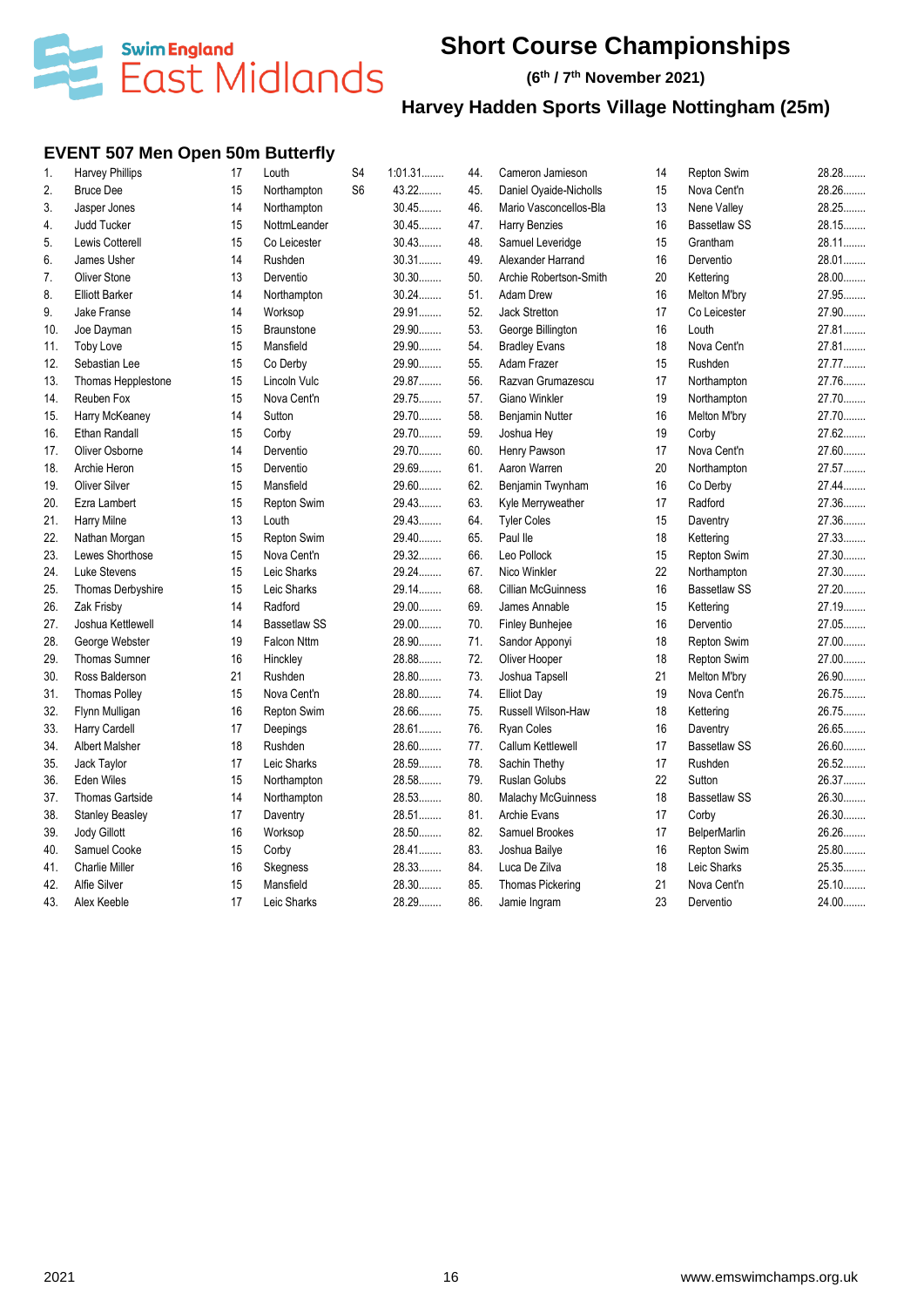# Short Course Championships

**(6th / 7th November 2021)**

**Harvey Hadden Sports Village Nottingham (25m)**

## EVENT 507 Men Open 50m Butterfly

| Pos | Name | Age | Club | | Time |
|---|---|---|---|---|---|
| 1. | Harvey Phillips | 17 | Louth | S4 | 1:01.31........ |
| 2. | Bruce Dee | 15 | Northampton | S6 | 43.22........ |
| 3. | Jasper Jones | 14 | Northampton | | 30.45........ |
| 4. | Judd Tucker | 15 | NottmLeander | | 30.45........ |
| 5. | Lewis Cotterell | 15 | Co Leicester | | 30.43........ |
| 6. | James Usher | 14 | Rushden | | 30.31........ |
| 7. | Oliver Stone | 13 | Derventio | | 30.30........ |
| 8. | Elliott Barker | 14 | Northampton | | 30.24........ |
| 9. | Jake Franse | 14 | Worksop | | 29.91........ |
| 10. | Joe Dayman | 15 | Braunstone | | 29.90........ |
| 11. | Toby Love | 15 | Mansfield | | 29.90........ |
| 12. | Sebastian Lee | 15 | Co Derby | | 29.90........ |
| 13. | Thomas Hepplestone | 15 | Lincoln Vulc | | 29.87........ |
| 14. | Reuben Fox | 15 | Nova Cent'n | | 29.75........ |
| 15. | Harry McKeaney | 14 | Sutton | | 29.70........ |
| 16. | Ethan Randall | 15 | Corby | | 29.70........ |
| 17. | Oliver Osborne | 14 | Derventio | | 29.70........ |
| 18. | Archie Heron | 15 | Derventio | | 29.69........ |
| 19. | Oliver Silver | 15 | Mansfield | | 29.60........ |
| 20. | Ezra Lambert | 15 | Repton Swim | | 29.43........ |
| 21. | Harry Milne | 13 | Louth | | 29.43........ |
| 22. | Nathan Morgan | 15 | Repton Swim | | 29.40........ |
| 23. | Lewes Shorthose | 15 | Nova Cent'n | | 29.32........ |
| 24. | Luke Stevens | 15 | Leic Sharks | | 29.24........ |
| 25. | Thomas Derbyshire | 15 | Leic Sharks | | 29.14........ |
| 26. | Zak Frisby | 14 | Radford | | 29.00........ |
| 27. | Joshua Kettlewell | 14 | Bassetlaw SS | | 29.00........ |
| 28. | George Webster | 19 | Falcon Nttm | | 28.90........ |
| 29. | Thomas Sumner | 16 | Hinckley | | 28.88........ |
| 30. | Ross Balderson | 21 | Rushden | | 28.80........ |
| 31. | Thomas Polley | 15 | Nova Cent'n | | 28.80........ |
| 32. | Flynn Mulligan | 16 | Repton Swim | | 28.66........ |
| 33. | Harry Cardell | 17 | Deepings | | 28.61........ |
| 34. | Albert Malsher | 18 | Rushden | | 28.60........ |
| 35. | Jack Taylor | 17 | Leic Sharks | | 28.59........ |
| 36. | Eden Wiles | 15 | Northampton | | 28.58........ |
| 37. | Thomas Gartside | 14 | Northampton | | 28.53........ |
| 38. | Stanley Beasley | 17 | Daventry | | 28.51........ |
| 39. | Jody Gillott | 16 | Worksop | | 28.50........ |
| 40. | Samuel Cooke | 15 | Corby | | 28.41........ |
| 41. | Charlie Miller | 16 | Skegness | | 28.33........ |
| 42. | Alfie Silver | 15 | Mansfield | | 28.30........ |
| 43. | Alex Keeble | 17 | Leic Sharks | | 28.29........ |
| 44. | Cameron Jamieson | 14 | Repton Swim | | 28.28........ |
| 45. | Daniel Oyaide-Nicholls | 15 | Nova Cent'n | | 28.26........ |
| 46. | Mario Vasconcellos-Bla | 13 | Nene Valley | | 28.25........ |
| 47. | Harry Benzies | 16 | Bassetlaw SS | | 28.15........ |
| 48. | Samuel Leveridge | 15 | Grantham | | 28.11........ |
| 49. | Alexander Harrand | 16 | Derventio | | 28.01........ |
| 50. | Archie Robertson-Smith | 20 | Kettering | | 28.00........ |
| 51. | Adam Drew | 16 | Melton M'bry | | 27.95........ |
| 52. | Jack Stretton | 17 | Co Leicester | | 27.90........ |
| 53. | George Billington | 16 | Louth | | 27.81........ |
| 54. | Bradley Evans | 18 | Nova Cent'n | | 27.81........ |
| 55. | Adam Frazer | 15 | Rushden | | 27.77........ |
| 56. | Razvan Grumazescu | 17 | Northampton | | 27.76........ |
| 57. | Giano Winkler | 19 | Northampton | | 27.70........ |
| 58. | Benjamin Nutter | 16 | Melton M'bry | | 27.70........ |
| 59. | Joshua Hey | 19 | Corby | | 27.62........ |
| 60. | Henry Pawson | 17 | Nova Cent'n | | 27.60........ |
| 61. | Aaron Warren | 20 | Northampton | | 27.57........ |
| 62. | Benjamin Twynham | 16 | Co Derby | | 27.44........ |
| 63. | Kyle Merryweather | 17 | Radford | | 27.36........ |
| 64. | Tyler Coles | 15 | Daventry | | 27.36........ |
| 65. | Paul Ile | 18 | Kettering | | 27.33........ |
| 66. | Leo Pollock | 15 | Repton Swim | | 27.30........ |
| 67. | Nico Winkler | 22 | Northampton | | 27.30........ |
| 68. | Cillian McGuinness | 16 | Bassetlaw SS | | 27.20........ |
| 69. | James Annable | 15 | Kettering | | 27.19........ |
| 70. | Finley Bunhejee | 16 | Derventio | | 27.05........ |
| 71. | Sandor Apponyi | 18 | Repton Swim | | 27.00........ |
| 72. | Oliver Hooper | 18 | Repton Swim | | 27.00........ |
| 73. | Joshua Tapsell | 21 | Melton M'bry | | 26.90........ |
| 74. | Elliot Day | 19 | Nova Cent'n | | 26.75........ |
| 75. | Russell Wilson-Haw | 18 | Kettering | | 26.75........ |
| 76. | Ryan Coles | 16 | Daventry | | 26.65........ |
| 77. | Callum Kettlewell | 17 | Bassetlaw SS | | 26.60........ |
| 78. | Sachin Thethy | 17 | Rushden | | 26.52........ |
| 79. | Ruslan Golubs | 22 | Sutton | | 26.37........ |
| 80. | Malachy McGuinness | 18 | Bassetlaw SS | | 26.30........ |
| 81. | Archie Evans | 17 | Corby | | 26.30........ |
| 82. | Samuel Brookes | 17 | BelperMarlin | | 26.26........ |
| 83. | Joshua Bailye | 16 | Repton Swim | | 25.80........ |
| 84. | Luca De Zilva | 18 | Leic Sharks | | 25.35........ |
| 85. | Thomas Pickering | 21 | Nova Cent'n | | 25.10........ |
| 86. | Jamie Ingram | 23 | Derventio | | 24.00........ |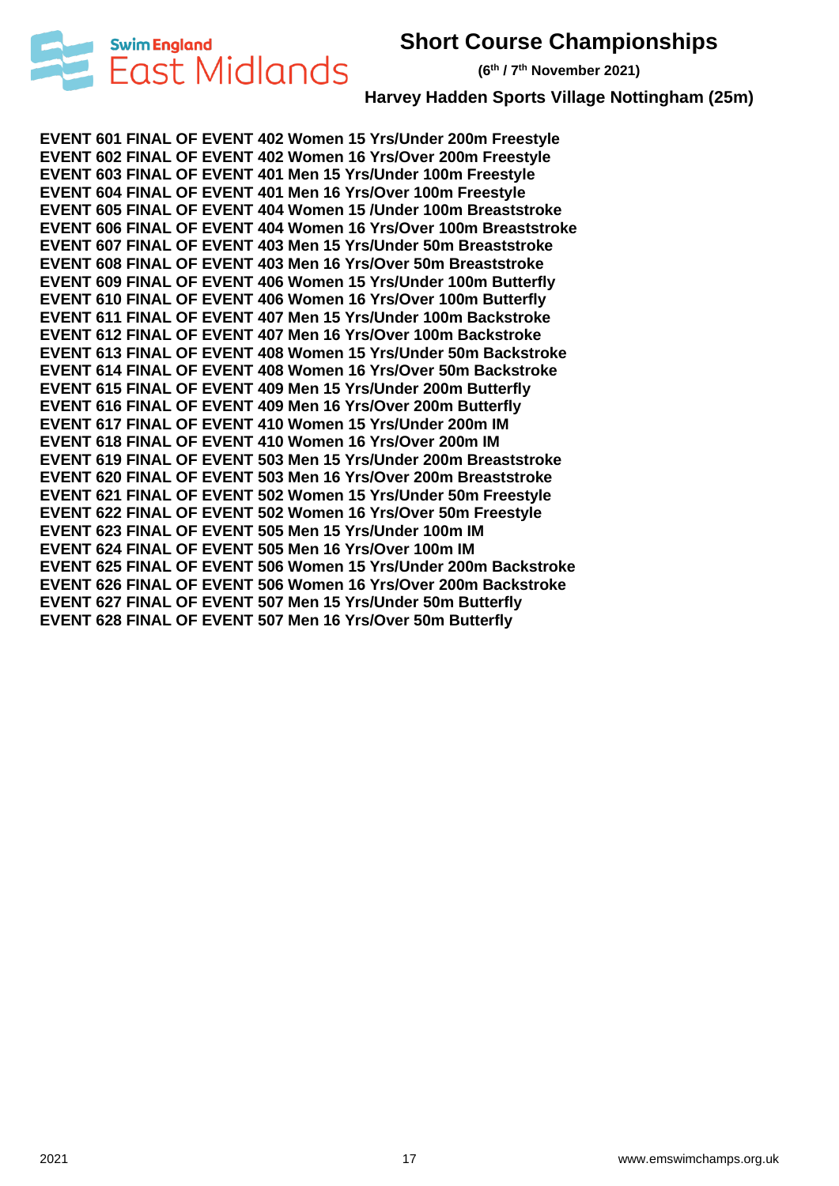**EVENT 601 FINAL OF EVENT 402 Women 15 Yrs/Under 200m Freestyle**
**EVENT 602 FINAL OF EVENT 402 Women 16 Yrs/Over 200m Freestyle**
**EVENT 603 FINAL OF EVENT 401 Men 15 Yrs/Under 100m Freestyle**
**EVENT 604 FINAL OF EVENT 401 Men 16 Yrs/Over 100m Freestyle**
**EVENT 605 FINAL OF EVENT 404 Women 15 /Under 100m Breaststroke**
**EVENT 606 FINAL OF EVENT 404 Women 16 Yrs/Over 100m Breaststroke**
**EVENT 607 FINAL OF EVENT 403 Men 15 Yrs/Under 50m Breaststroke**
**EVENT 608 FINAL OF EVENT 403 Men 16 Yrs/Over 50m Breaststroke**
**EVENT 609 FINAL OF EVENT 406 Women 15 Yrs/Under 100m Butterfly**
**EVENT 610 FINAL OF EVENT 406 Women 16 Yrs/Over 100m Butterfly**
**EVENT 611 FINAL OF EVENT 407 Men 15 Yrs/Under 100m Backstroke**
**EVENT 612 FINAL OF EVENT 407 Men 16 Yrs/Over 100m Backstroke**
**EVENT 613 FINAL OF EVENT 408 Women 15 Yrs/Under 50m Backstroke**
**EVENT 614 FINAL OF EVENT 408 Women 16 Yrs/Over 50m Backstroke**
**EVENT 615 FINAL OF EVENT 409 Men 15 Yrs/Under 200m Butterfly**
**EVENT 616 FINAL OF EVENT 409 Men 16 Yrs/Over 200m Butterfly**
**EVENT 617 FINAL OF EVENT 410 Women 15 Yrs/Under 200m IM**
**EVENT 618 FINAL OF EVENT 410 Women 16 Yrs/Over 200m IM**
**EVENT 619 FINAL OF EVENT 503 Men 15 Yrs/Under 200m Breaststroke**
**EVENT 620 FINAL OF EVENT 503 Men 16 Yrs/Over 200m Breaststroke**
**EVENT 621 FINAL OF EVENT 502 Women 15 Yrs/Under 50m Freestyle**
**EVENT 622 FINAL OF EVENT 502 Women 16 Yrs/Over 50m Freestyle**
**EVENT 623 FINAL OF EVENT 505 Men 15 Yrs/Under 100m IM**
**EVENT 624 FINAL OF EVENT 505 Men 16 Yrs/Over 100m IM**
**EVENT 625 FINAL OF EVENT 506 Women 15 Yrs/Under 200m Backstroke**
**EVENT 626 FINAL OF EVENT 506 Women 16 Yrs/Over 200m Backstroke**
**EVENT 627 FINAL OF EVENT 507 Men 15 Yrs/Under 50m Butterfly**
**EVENT 628 FINAL OF EVENT 507 Men 16 Yrs/Over 50m Butterfly**